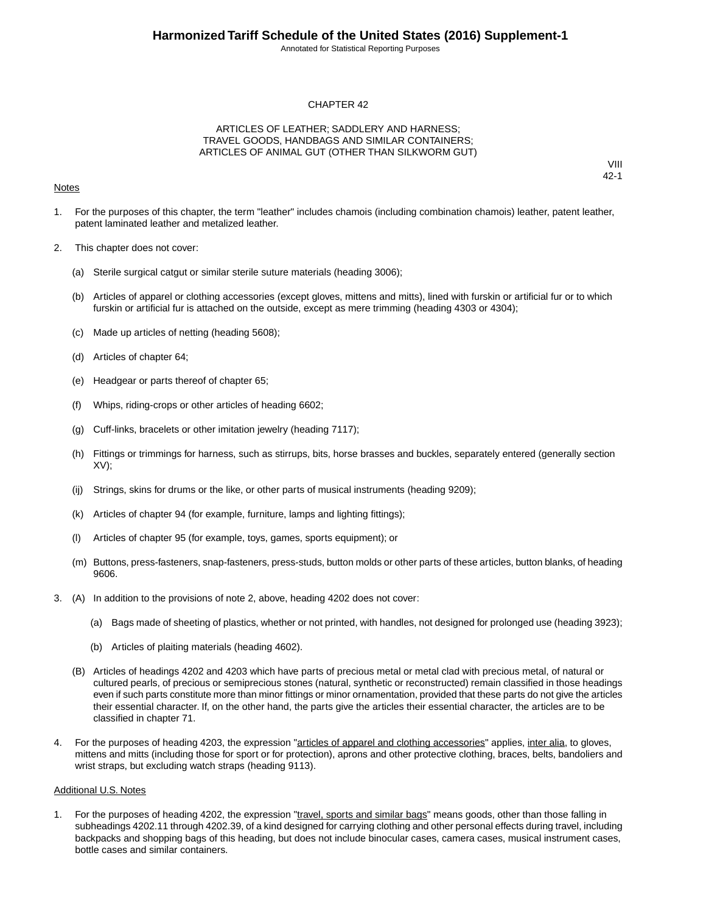# CHAPTER 42

## ARTICLES OF LEATHER; SADDLERY AND HARNESS; TRAVEL GOODS, HANDBAGS AND SIMILAR CONTAINERS; ARTICLES OF ANIMAL GUT (OTHER THAN SILKWORM GUT)

VIII
42-1

Notes

1. For the purposes of this chapter, the term "leather" includes chamois (including combination chamois) leather, patent leather, patent laminated leather and metalized leather.

2. This chapter does not cover:

   (a) Sterile surgical catgut or similar sterile suture materials (heading 3006);

   (b) Articles of apparel or clothing accessories (except gloves, mittens and mitts), lined with furskin or artificial fur or to which furskin or artificial fur is attached on the outside, except as mere trimming (heading 4303 or 4304);

   (c) Made up articles of netting (heading 5608);

   (d) Articles of chapter 64;

   (e) Headgear or parts thereof of chapter 65;

   (f) Whips, riding-crops or other articles of heading 6602;

   (g) Cuff-links, bracelets or other imitation jewelry (heading 7117);

   (h) Fittings or trimmings for harness, such as stirrups, bits, horse brasses and buckles, separately entered (generally section XV);

   (ij) Strings, skins for drums or the like, or other parts of musical instruments (heading 9209);

   (k) Articles of chapter 94 (for example, furniture, lamps and lighting fittings);

   (l) Articles of chapter 95 (for example, toys, games, sports equipment); or

   (m) Buttons, press-fasteners, snap-fasteners, press-studs, button molds or other parts of these articles, button blanks, of heading 9606.

3. (A) In addition to the provisions of note 2, above, heading 4202 does not cover:

   (a) Bags made of sheeting of plastics, whether or not printed, with handles, not designed for prolonged use (heading 3923);

   (b) Articles of plaiting materials (heading 4602).

   (B) Articles of headings 4202 and 4203 which have parts of precious metal or metal clad with precious metal, of natural or cultured pearls, of precious or semiprecious stones (natural, synthetic or reconstructed) remain classified in those headings even if such parts constitute more than minor fittings or minor ornamentation, provided that these parts do not give the articles their essential character. If, on the other hand, the parts give the articles their essential character, the articles are to be classified in chapter 71.

4. For the purposes of heading 4203, the expression "articles of apparel and clothing accessories" applies, inter alia, to gloves, mittens and mitts (including those for sport or for protection), aprons and other protective clothing, braces, belts, bandoliers and wrist straps, but excluding watch straps (heading 9113).

Additional U.S. Notes

1. For the purposes of heading 4202, the expression "travel, sports and similar bags" means goods, other than those falling in subheadings 4202.11 through 4202.39, of a kind designed for carrying clothing and other personal effects during travel, including backpacks and shopping bags of this heading, but does not include binocular cases, camera cases, musical instrument cases, bottle cases and similar containers.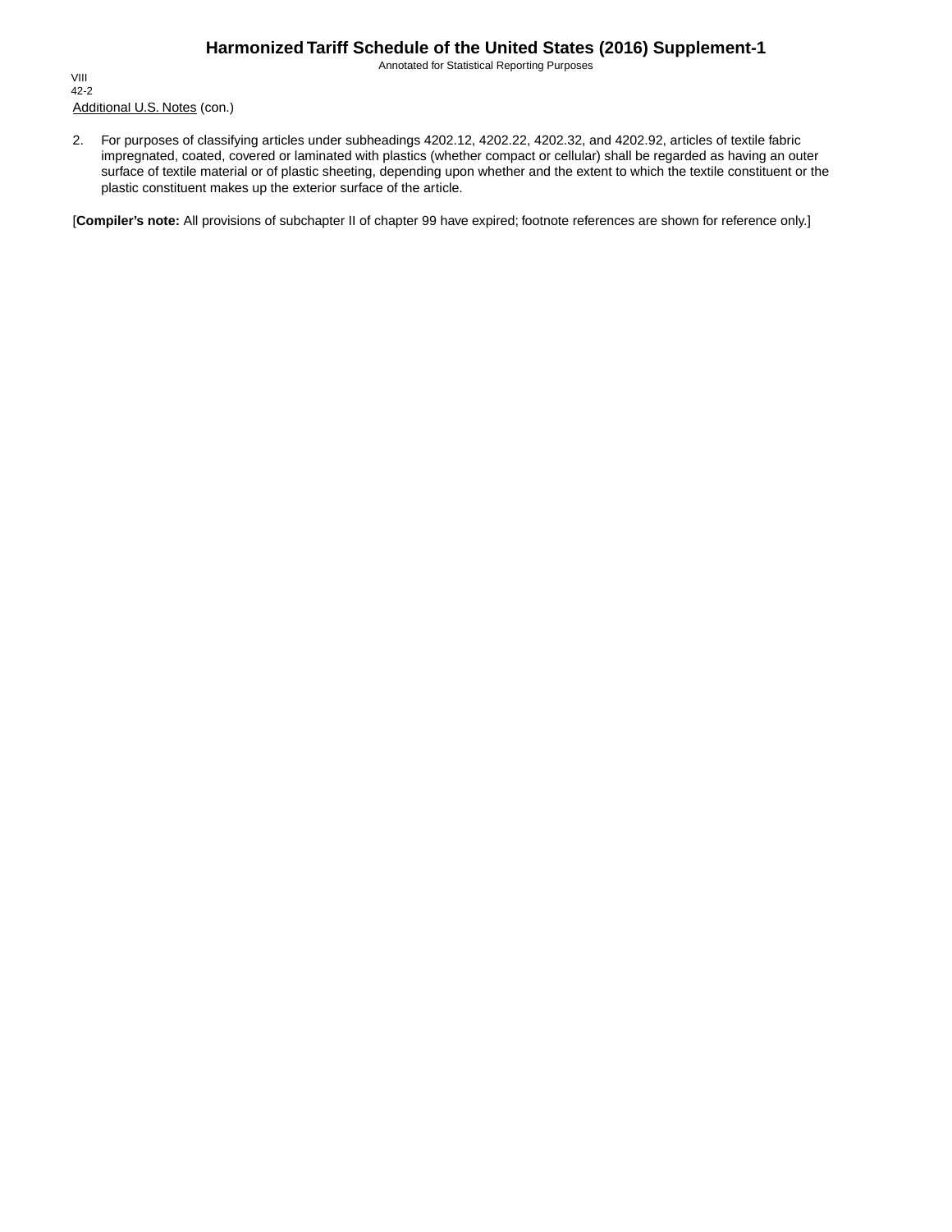Additional U.S. Notes (con.)

2. For purposes of classifying articles under subheadings 4202.12, 4202.22, 4202.32, and 4202.92, articles of textile fabric impregnated, coated, covered or laminated with plastics (whether compact or cellular) shall be regarded as having an outer surface of textile material or of plastic sheeting, depending upon whether and the extent to which the textile constituent or the plastic constituent makes up the exterior surface of the article.

[**Compiler's note:** All provisions of subchapter II of chapter 99 have expired; footnote references are shown for reference only.]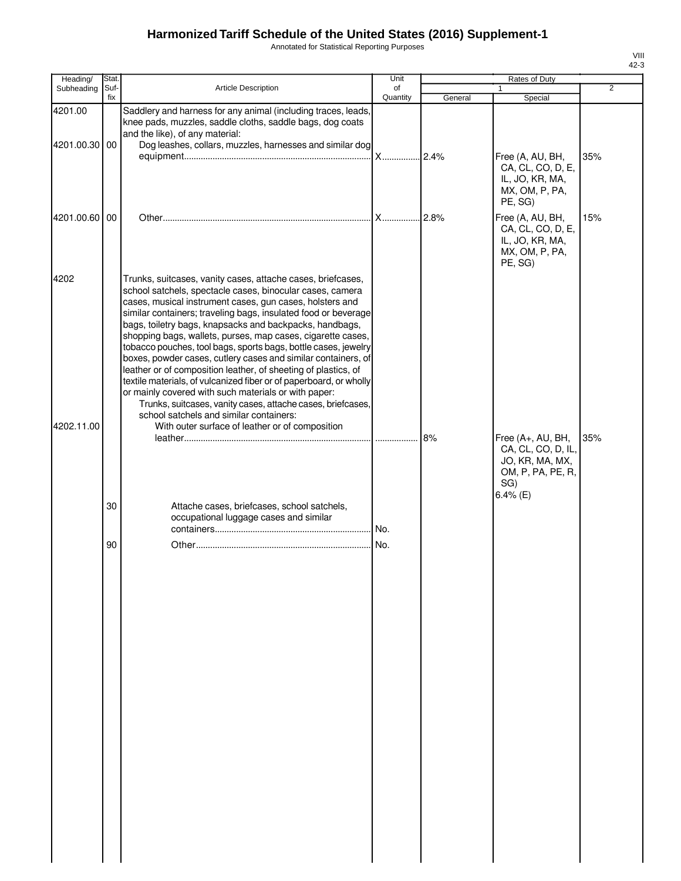# Harmonized Tariff Schedule of the United States (2016) Supplement-1

Annotated for Statistical Reporting Purposes

| Heading/ Subheading | Stat. Suf-fix | Article Description | Unit of Quantity | Rates of Duty 1 General | Special | 2 |
|---|---|---|---|---|---|---|
| 4201.00 | | Saddlery and harness for any animal (including traces, leads, knee pads, muzzles, saddle cloths, saddle bags, dog coats and the like), of any material: | | | | |
| 4201.00.30 | 00 | Dog leashes, collars, muzzles, harnesses and similar dog equipment | X | 2.4% | Free (A, AU, BH, CA, CL, CO, D, E, IL, JO, KR, MA, MX, OM, P, PA, PE, SG) | 35% |
| 4201.00.60 | 00 | Other | X | 2.8% | Free (A, AU, BH, CA, CL, CO, D, E, IL, JO, KR, MA, MX, OM, P, PA, PE, SG) | 15% |
| 4202 | | Trunks, suitcases, vanity cases, attache cases, briefcases, school satchels, spectacle cases, binocular cases, camera cases, musical instrument cases, gun cases, holsters and similar containers; traveling bags, insulated food or beverage bags, toiletry bags, knapsacks and backpacks, handbags, shopping bags, wallets, purses, map cases, cigarette cases, tobacco pouches, tool bags, sports bags, bottle cases, jewelry boxes, powder cases, cutlery cases and similar containers, of leather or of composition leather, of sheeting of plastics, of textile materials, of vulcanized fiber or of paperboard, or wholly or mainly covered with such materials or with paper: | | | | |
| | | Trunks, suitcases, vanity cases, attache cases, briefcases, school satchels and similar containers: | | | | |
| 4202.11.00 | | With outer surface of leather or of composition leather | | 8% | Free (A+, AU, BH, CA, CL, CO, D, IL, JO, KR, MA, MX, OM, P, PA, PE, R, SG) 6.4% (E) | 35% |
| | 30 | Attache cases, briefcases, school satchels, occupational luggage cases and similar containers | No. | | | |
| | 90 | Other | No. | | | |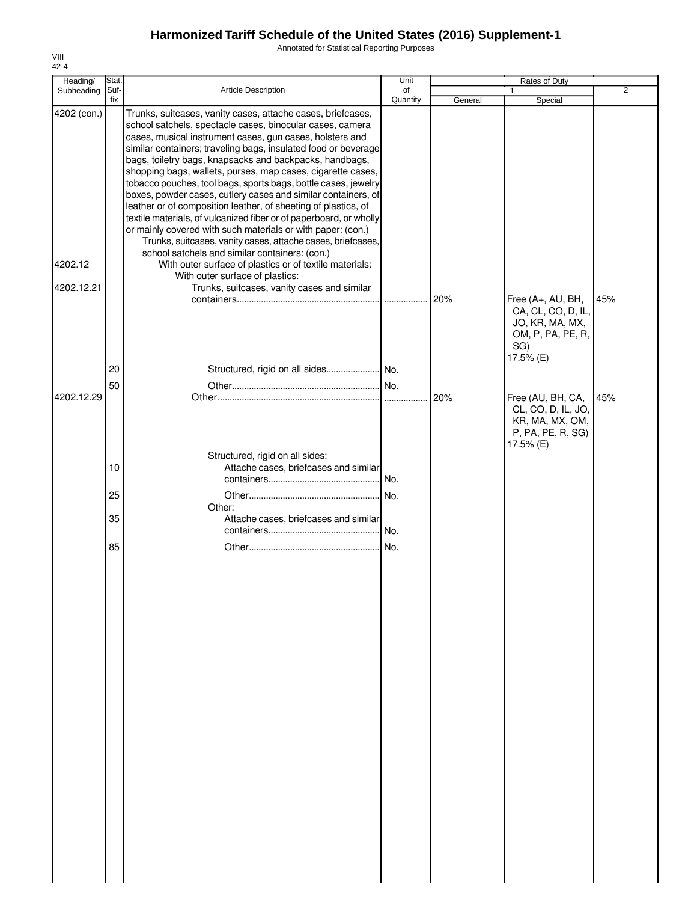# Harmonized Tariff Schedule of the United States (2016) Supplement-1

Annotated for Statistical Reporting Purposes

VIII
42-4

| Heading/ Subheading | Stat. Suf- fix | Article Description | Unit of Quantity | Rates of Duty 1 General | Special | 2 |
|---|---|---|---|---|---|---|
| 4202 (con.) | | Trunks, suitcases, vanity cases, attache cases, briefcases, school satchels, spectacle cases, binocular cases, camera cases, musical instrument cases, gun cases, holsters and similar containers; traveling bags, insulated food or beverage bags, toiletry bags, knapsacks and backpacks, handbags, shopping bags, wallets, purses, map cases, cigarette cases, tobacco pouches, tool bags, sports bags, bottle cases, jewelry boxes, powder cases, cutlery cases and similar containers, of leather or of composition leather, of sheeting of plastics, of textile materials, of vulcanized fiber or of paperboard, or wholly or mainly covered with such materials or with paper: (con.) | | | | |
| | | Trunks, suitcases, vanity cases, attache cases, briefcases, school satchels and similar containers: (con.) | | | | |
| 4202.12 | | With outer surface of plastics or of textile materials: | | | | |
| | | With outer surface of plastics: | | | | |
| 4202.12.21 | | Trunks, suitcases, vanity cases and similar containers | | 20% | Free (A+, AU, BH, CA, CL, CO, D, IL, JO, KR, MA, MX, OM, P, PA, PE, R, SG) 17.5% (E) | 45% |
| | 20 | Structured, rigid on all sides | No. | | | |
| | 50 | Other | No. | | | |
| 4202.12.29 | | Other | | 20% | Free (AU, BH, CA, CL, CO, D, IL, JO, KR, MA, MX, OM, P, PA, PE, R, SG) 17.5% (E) | 45% |
| | | Structured, rigid on all sides: | | | | |
| | 10 | Attache cases, briefcases and similar containers | No. | | | |
| | 25 | Other | No. | | | |
| | | Other: | | | | |
| | 35 | Attache cases, briefcases and similar containers | No. | | | |
| | 85 | Other | No. | | | |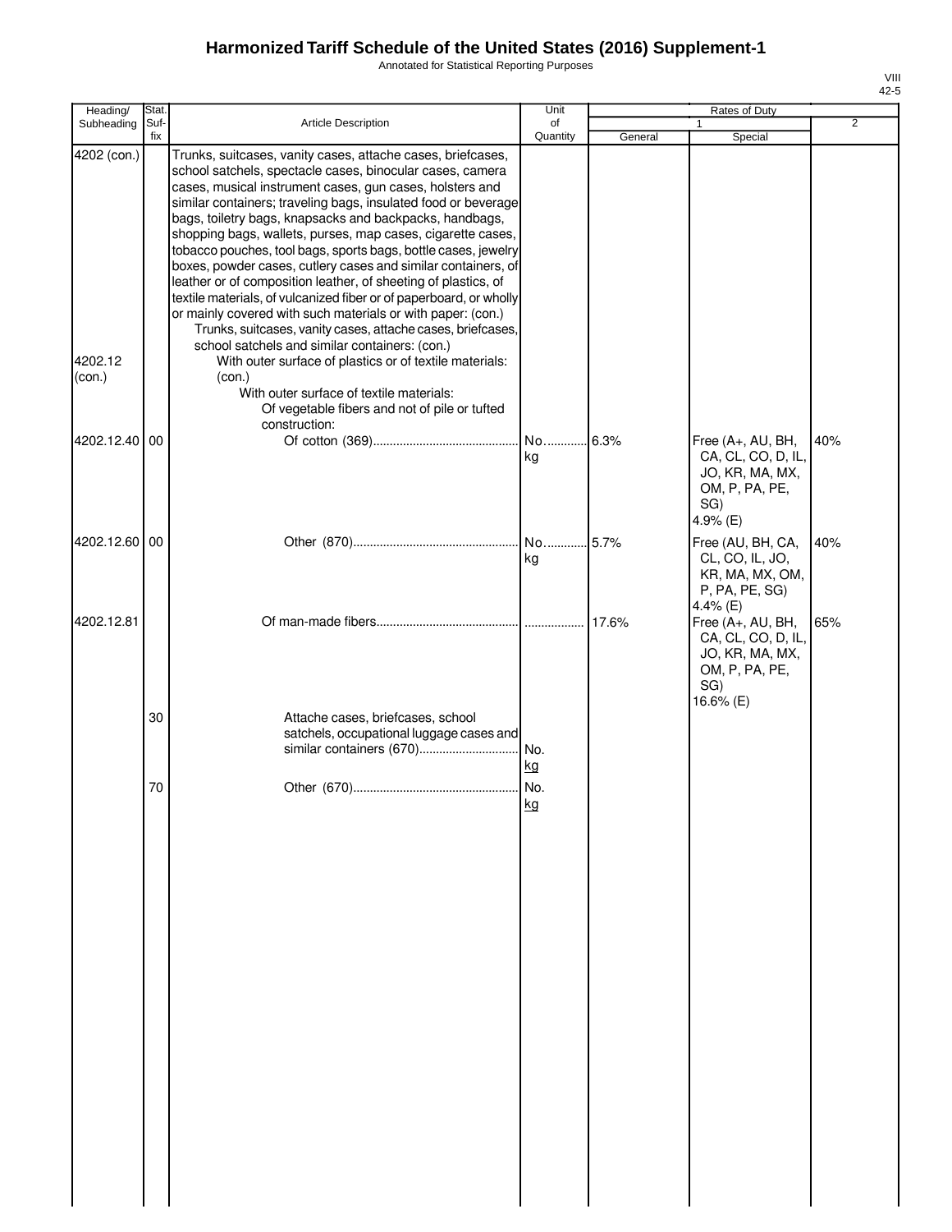# Harmonized Tariff Schedule of the United States (2016) Supplement-1

Annotated for Statistical Reporting Purposes

| Heading/ Subheading | Stat. Suf- fix | Article Description | Unit of Quantity | Rates of Duty 1 General | Special | 2 |
|---|---|---|---|---|---|---|
| 4202 (con.) | | Trunks, suitcases, vanity cases, attache cases, briefcases, school satchels, spectacle cases, binocular cases, camera cases, musical instrument cases, gun cases, holsters and similar containers; traveling bags, insulated food or beverage bags, toiletry bags, knapsacks and backpacks, handbags, shopping bags, wallets, purses, map cases, cigarette cases, tobacco pouches, tool bags, sports bags, bottle cases, jewelry boxes, powder cases, cutlery cases and similar containers, of leather or of composition leather, of sheeting of plastics, of textile materials, of vulcanized fiber or of paperboard, or wholly or mainly covered with such materials or with paper: (con.) | | | | |
| | | Trunks, suitcases, vanity cases, attache cases, briefcases, school satchels and similar containers: (con.) | | | | |
| 4202.12 (con.) | | With outer surface of plastics or of textile materials: (con.) | | | | |
| | | With outer surface of textile materials: | | | | |
| | | Of vegetable fibers and not of pile or tufted construction: | | | | |
| 4202.12.40 | 00 | Of cotton (369) | No. kg | 6.3% | Free (A+, AU, BH, CA, CL, CO, D, IL, JO, KR, MA, MX, OM, P, PA, PE, SG) 4.9% (E) | 40% |
| 4202.12.60 | 00 | Other (870) | No. kg | 5.7% | Free (AU, BH, CA, CL, CO, IL, JO, KR, MA, MX, OM, P, PA, PE, SG) 4.4% (E) | 40% |
| 4202.12.81 | | Of man-made fibers | | 17.6% | Free (A+, AU, BH, CA, CL, CO, D, IL, JO, KR, MA, MX, OM, P, PA, PE, SG) 16.6% (E) | 65% |
| | 30 | Attache cases, briefcases, school satchels, occupational luggage cases and similar containers (670) | No. kg | | | |
| | 70 | Other (670) | No. kg | | | |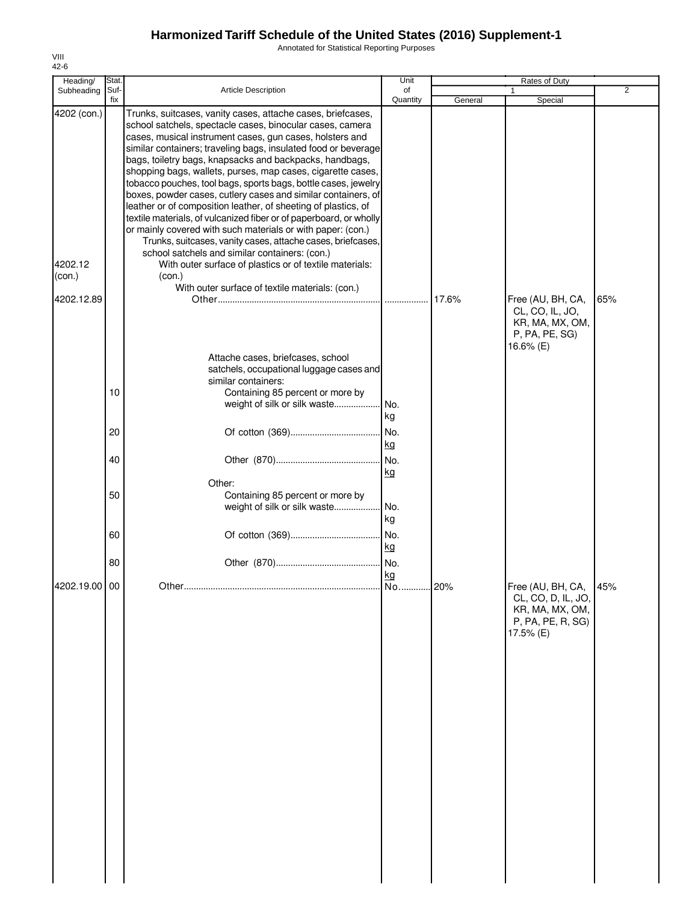# Harmonized Tariff Schedule of the United States (2016) Supplement-1

Annotated for Statistical Reporting Purposes

VIII
42-6

| Heading/ Subheading | Stat. Suf-fix | Article Description | Unit of Quantity | Rates of Duty 1 General | Rates of Duty 1 Special | Rates of Duty 2 |
|---|---|---|---|---|---|---|
| 4202 (con.) | | Trunks, suitcases, vanity cases, attache cases, briefcases, school satchels, spectacle cases, binocular cases, camera cases, musical instrument cases, gun cases, holsters and similar containers; traveling bags, insulated food or beverage bags, toiletry bags, knapsacks and backpacks, handbags, shopping bags, wallets, purses, map cases, cigarette cases, tobacco pouches, tool bags, sports bags, bottle cases, jewelry boxes, powder cases, cutlery cases and similar containers, of leather or of composition leather, of sheeting of plastics, of textile materials, of vulcanized fiber or of paperboard, or wholly or mainly covered with such materials or with paper: (con.) | | | | |
| | | Trunks, suitcases, vanity cases, attache cases, briefcases, school satchels and similar containers: (con.) | | | | |
| 4202.12 (con.) | | With outer surface of plastics or of textile materials: (con.) | | | | |
| | | With outer surface of textile materials: (con.) | | | | |
| 4202.12.89 | | Other | | 17.6% | Free (AU, BH, CA, CL, CO, IL, JO, KR, MA, MX, OM, P, PA, PE, SG) 16.6% (E) | 65% |
| | | Attache cases, briefcases, school satchels, occupational luggage cases and similar containers: | | | | |
| | 10 | Containing 85 percent or more by weight of silk or silk waste | No. kg | | | |
| | 20 | Of cotton (369) | No. kg | | | |
| | 40 | Other (870) | No. kg | | | |
| | | Other: | | | | |
| | 50 | Containing 85 percent or more by weight of silk or silk waste | No. kg | | | |
| | 60 | Of cotton (369) | No. kg | | | |
| | 80 | Other (870) | No. kg | | | |
| 4202.19.00 | 00 | Other | No. | 20% | Free (AU, BH, CA, CL, CO, D, IL, JO, KR, MA, MX, OM, P, PA, PE, R, SG) 17.5% (E) | 45% |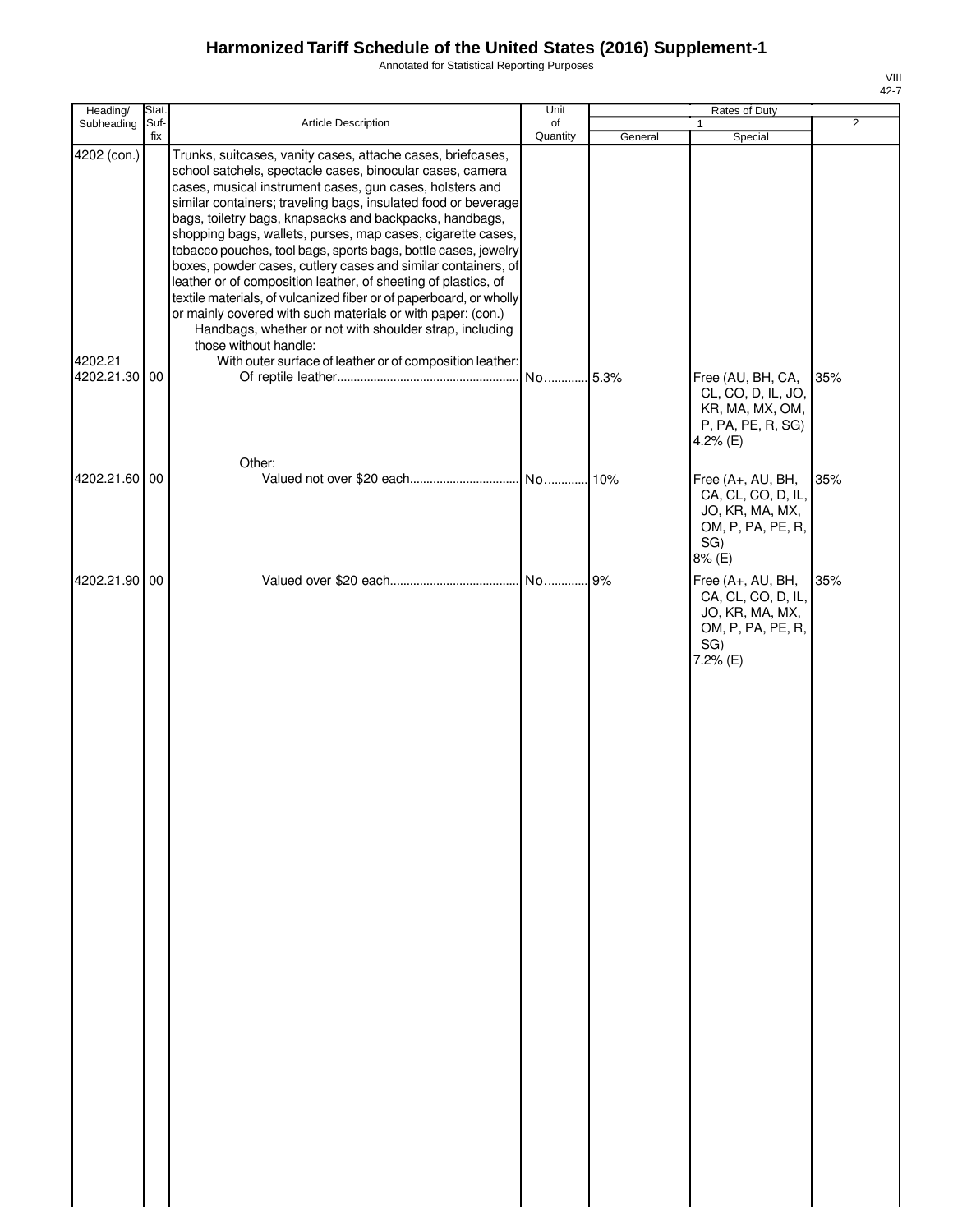# Harmonized Tariff Schedule of the United States (2016) Supplement-1

Annotated for Statistical Reporting Purposes

| Heading/ Subheading | Stat. Suf-fix | Article Description | Unit of Quantity | Rates of Duty 1 General | Special | 2 |
|---|---|---|---|---|---|---|
| 4202 (con.) | | Trunks, suitcases, vanity cases, attache cases, briefcases, school satchels, spectacle cases, binocular cases, camera cases, musical instrument cases, gun cases, holsters and similar containers; traveling bags, insulated food or beverage bags, toiletry bags, knapsacks and backpacks, handbags, shopping bags, wallets, purses, map cases, cigarette cases, tobacco pouches, tool bags, sports bags, bottle cases, jewelry boxes, powder cases, cutlery cases and similar containers, of leather or of composition leather, of sheeting of plastics, of textile materials, of vulcanized fiber or of paperboard, or wholly or mainly covered with such materials or with paper: (con.) | | | | |
| | | Handbags, whether or not with shoulder strap, including those without handle: | | | | |
| 4202.21 | | With outer surface of leather or of composition leather: | | | | |
| 4202.21.30 | 00 | Of reptile leather | No. | 5.3% | Free (AU, BH, CA, CL, CO, D, IL, JO, KR, MA, MX, OM, P, PA, PE, R, SG) 4.2% (E) | 35% |
| | | Other: | | | | |
| 4202.21.60 | 00 | Valued not over $20 each | No. | 10% | Free (A+, AU, BH, CA, CL, CO, D, IL, JO, KR, MA, MX, OM, P, PA, PE, R, SG) 8% (E) | 35% |
| 4202.21.90 | 00 | Valued over $20 each | No. | 9% | Free (A+, AU, BH, CA, CL, CO, D, IL, JO, KR, MA, MX, OM, P, PA, PE, R, SG) 7.2% (E) | 35% |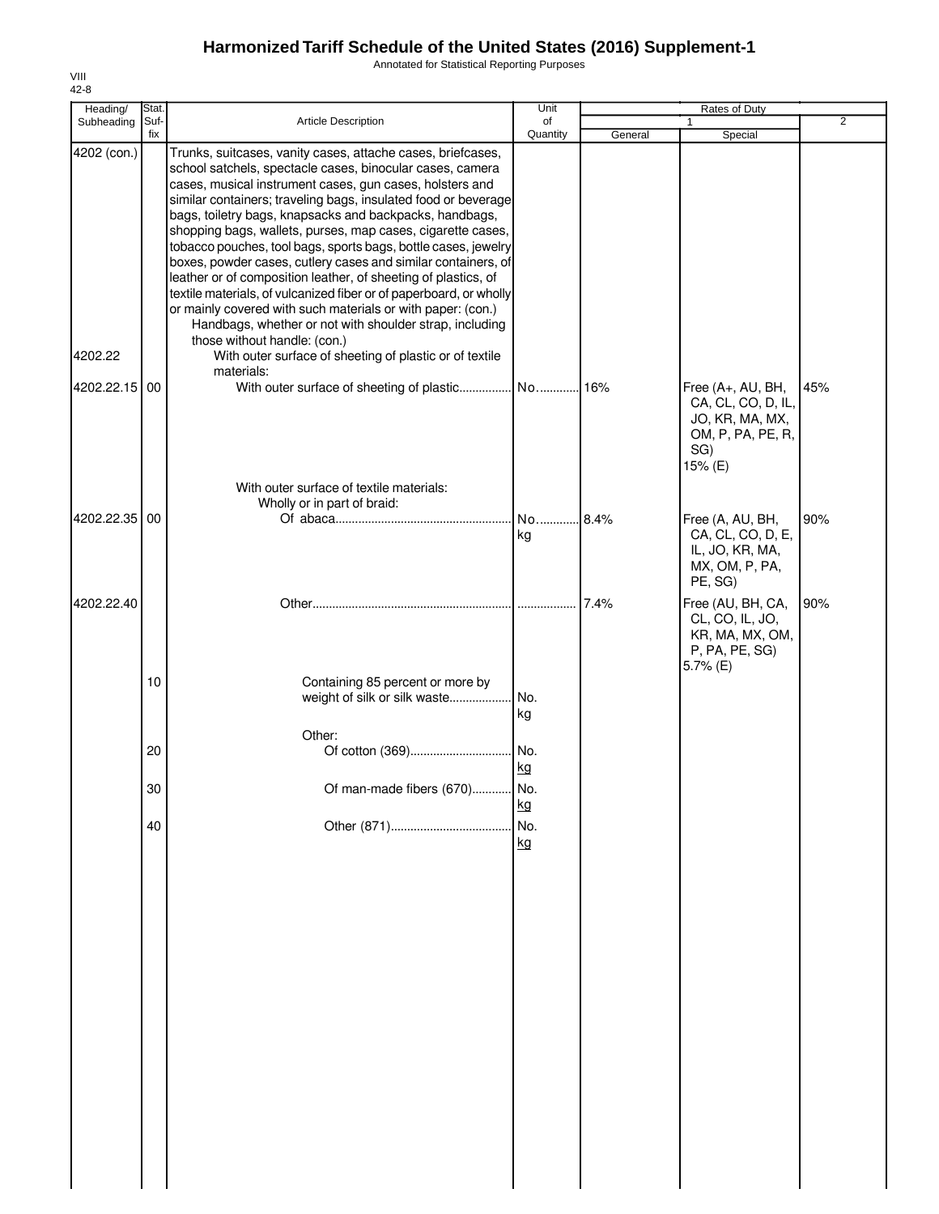# Harmonized Tariff Schedule of the United States (2016) Supplement-1

Annotated for Statistical Reporting Purposes

VIII
42-8

| Heading/ Subheading | Stat. Suf- fix | Article Description | Unit of Quantity | Rates of Duty 1 General | Special | 2 |
|---|---|---|---|---|---|---|
| 4202 (con.) | | Trunks, suitcases, vanity cases, attache cases, briefcases, school satchels, spectacle cases, binocular cases, camera cases, musical instrument cases, gun cases, holsters and similar containers; traveling bags, insulated food or beverage bags, toiletry bags, knapsacks and backpacks, handbags, shopping bags, wallets, purses, map cases, cigarette cases, tobacco pouches, tool bags, sports bags, bottle cases, jewelry boxes, powder cases, cutlery cases and similar containers, of leather or of composition leather, of sheeting of plastics, of textile materials, of vulcanized fiber or of paperboard, or wholly or mainly covered with such materials or with paper: (con.) | | | | |
| | | Handbags, whether or not with shoulder strap, including those without handle: (con.) | | | | |
| 4202.22 | | With outer surface of sheeting of plastic or of textile materials: | | | | |
| 4202.22.15 | 00 | With outer surface of sheeting of plastic | No. | 16% | Free (A+, AU, BH, CA, CL, CO, D, IL, JO, KR, MA, MX, OM, P, PA, PE, R, SG) 15% (E) | 45% |
| | | With outer surface of textile materials: | | | | |
| | | Wholly or in part of braid: | | | | |
| 4202.22.35 | 00 | Of abaca | No. kg | 8.4% | Free (A, AU, BH, CA, CL, CO, D, E, IL, JO, KR, MA, MX, OM, P, PA, PE, SG) | 90% |
| 4202.22.40 | | Other | | 7.4% | Free (AU, BH, CA, CL, CO, IL, JO, KR, MA, MX, OM, P, PA, PE, SG) 5.7% (E) | 90% |
| | 10 | Containing 85 percent or more by weight of silk or silk waste | No. kg | | | |
| | | Other: | | | | |
| | 20 | Of cotton (369) | No. kg | | | |
| | 30 | Of man-made fibers (670) | No. kg | | | |
| | 40 | Other (871) | No. kg | | | |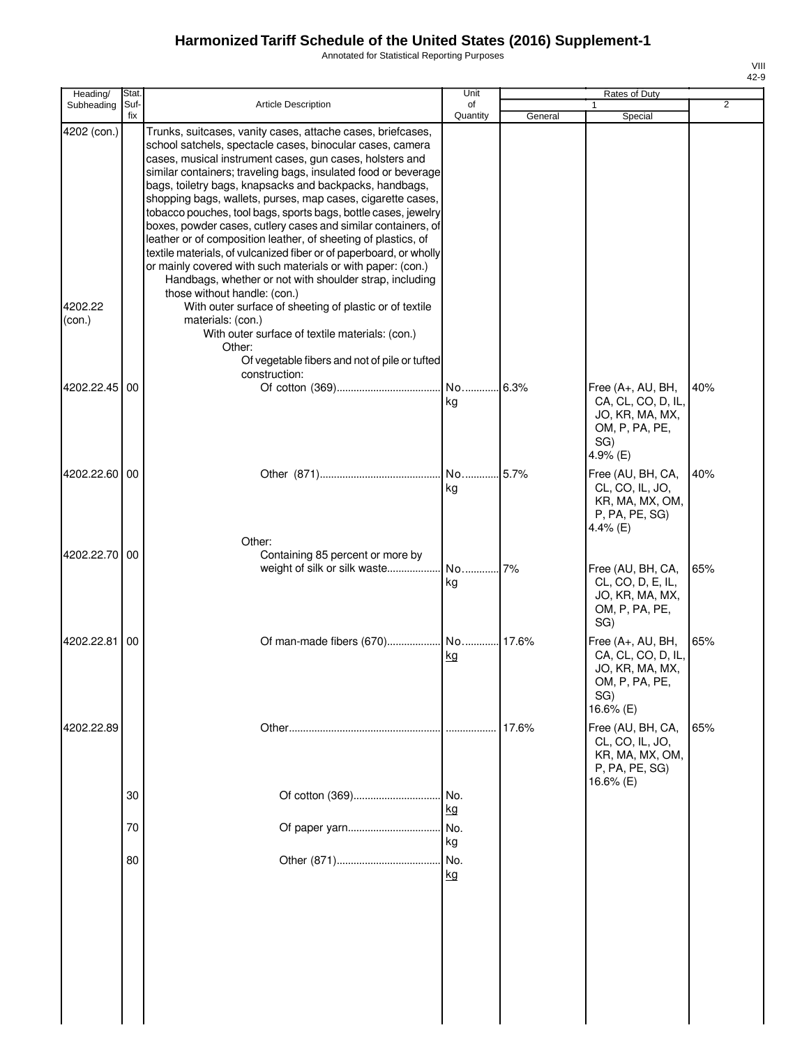# Harmonized Tariff Schedule of the United States (2016) Supplement-1

Annotated for Statistical Reporting Purposes

VIII
42-9

| Heading/ Subheading | Stat. Suf-fix | Article Description | Unit of Quantity | Rates of Duty 1 General | Special | 2 |
|---|---|---|---|---|---|---|
| 4202 (con.) | | Trunks, suitcases, vanity cases, attache cases, briefcases, school satchels, spectacle cases, binocular cases, camera cases, musical instrument cases, gun cases, holsters and similar containers; traveling bags, insulated food or beverage bags, toiletry bags, knapsacks and backpacks, handbags, shopping bags, wallets, purses, map cases, cigarette cases, tobacco pouches, tool bags, sports bags, bottle cases, jewelry boxes, powder cases, cutlery cases and similar containers, of leather or of composition leather, of sheeting of plastics, of textile materials, of vulcanized fiber or of paperboard, or wholly or mainly covered with such materials or with paper: (con.) | | | | |
| | | Handbags, whether or not with shoulder strap, including those without handle: (con.) | | | | |
| 4202.22 (con.) | | With outer surface of sheeting of plastic or of textile materials: (con.) | | | | |
| | | With outer surface of textile materials: (con.) | | | | |
| | | Other: | | | | |
| | | Of vegetable fibers and not of pile or tufted construction: | | | | |
| 4202.22.45 | 00 | Of cotton (369) | No. kg | 6.3% | Free (A+, AU, BH, CA, CL, CO, D, IL, JO, KR, MA, MX, OM, P, PA, PE, SG) 4.9% (E) | 40% |
| 4202.22.60 | 00 | Other (871) | No. kg | 5.7% | Free (AU, BH, CA, CL, CO, IL, JO, KR, MA, MX, OM, P, PA, PE, SG) 4.4% (E) | 40% |
| | | Other: | | | | |
| 4202.22.70 | 00 | Containing 85 percent or more by weight of silk or silk waste | No. kg | 7% | Free (AU, BH, CA, CL, CO, D, E, IL, JO, KR, MA, MX, OM, P, PA, PE, SG) | 65% |
| 4202.22.81 | 00 | Of man-made fibers (670) | No. kg | 17.6% | Free (A+, AU, BH, CA, CL, CO, D, IL, JO, KR, MA, MX, OM, P, PA, PE, SG) 16.6% (E) | 65% |
| 4202.22.89 | | Other | | 17.6% | Free (AU, BH, CA, CL, CO, IL, JO, KR, MA, MX, OM, P, PA, PE, SG) 16.6% (E) | 65% |
| | 30 | Of cotton (369) | No. kg | | | |
| | 70 | Of paper yarn | No. kg | | | |
| | 80 | Other (871) | No. kg | | | |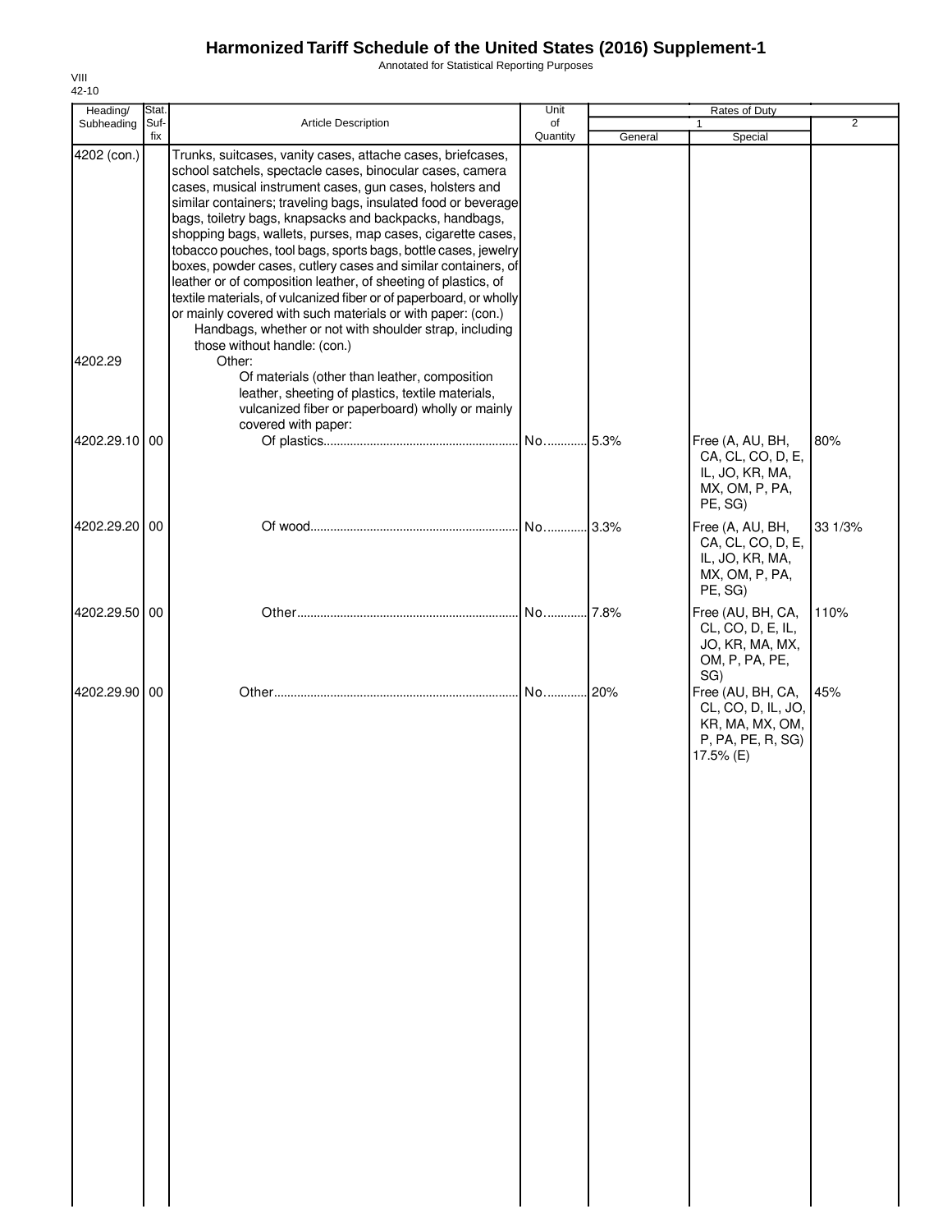# Harmonized Tariff Schedule of the United States (2016) Supplement-1

Annotated for Statistical Reporting Purposes

VIII
42-10

| Heading/ Subheading | Stat. Suf- fix | Article Description | Unit of Quantity | Rates of Duty 1 General | Special | 2 |
|---|---|---|---|---|---|---|
| 4202 (con.) | | Trunks, suitcases, vanity cases, attache cases, briefcases, school satchels, spectacle cases, binocular cases, camera cases, musical instrument cases, gun cases, holsters and similar containers; traveling bags, insulated food or beverage bags, toiletry bags, knapsacks and backpacks, handbags, shopping bags, wallets, purses, map cases, cigarette cases, tobacco pouches, tool bags, sports bags, bottle cases, jewelry boxes, powder cases, cutlery cases and similar containers, of leather or of composition leather, of sheeting of plastics, of textile materials, of vulcanized fiber or of paperboard, or wholly or mainly covered with such materials or with paper: (con.) | | | | |
| | | Handbags, whether or not with shoulder strap, including those without handle: (con.) | | | | |
| 4202.29 | | Other: | | | | |
| | | Of materials (other than leather, composition leather, sheeting of plastics, textile materials, vulcanized fiber or paperboard) wholly or mainly covered with paper: | | | | |
| 4202.29.10 | 00 | Of plastics | No. | 5.3% | Free (A, AU, BH, CA, CL, CO, D, E, IL, JO, KR, MA, MX, OM, P, PA, PE, SG) | 80% |
| 4202.29.20 | 00 | Of wood | No. | 3.3% | Free (A, AU, BH, CA, CL, CO, D, E, IL, JO, KR, MA, MX, OM, P, PA, PE, SG) | 33 1/3% |
| 4202.29.50 | 00 | Other | No. | 7.8% | Free (AU, BH, CA, CL, CO, D, E, IL, JO, KR, MA, MX, OM, P, PA, PE, SG) | 110% |
| 4202.29.90 | 00 | Other | No. | 20% | Free (AU, BH, CA, CL, CO, D, IL, JO, KR, MA, MX, OM, P, PA, PE, R, SG) 17.5% (E) | 45% |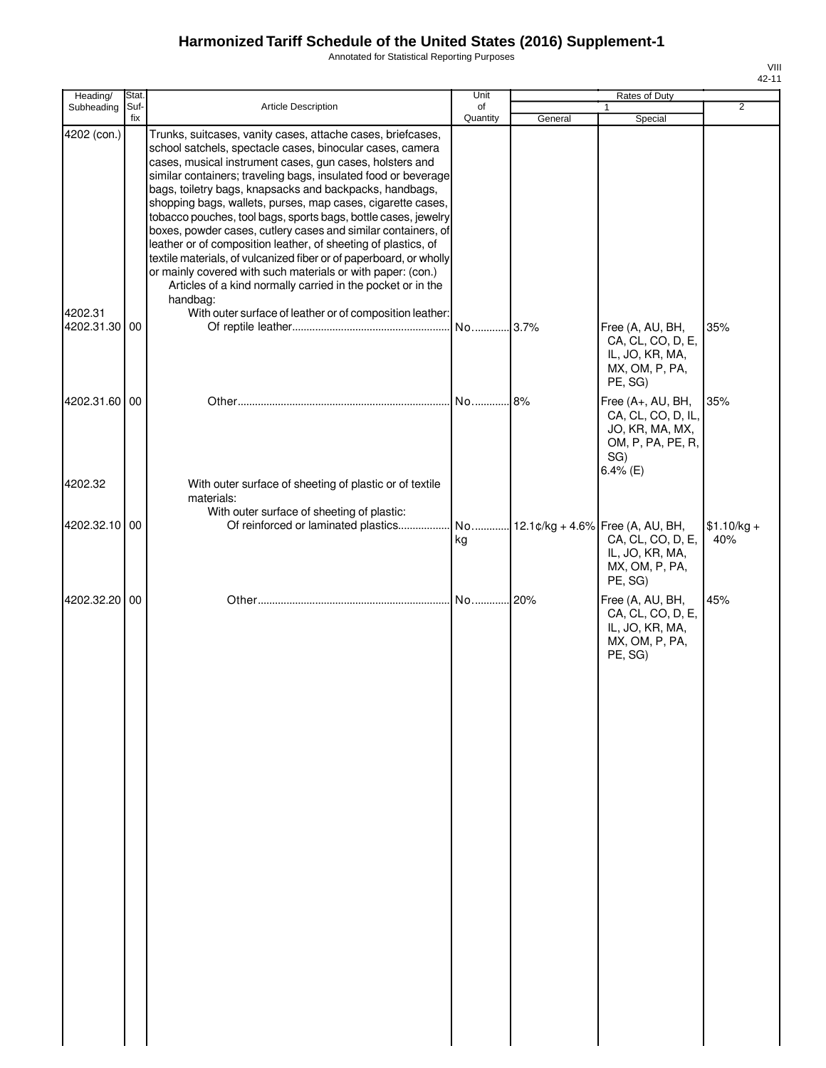# Harmonized Tariff Schedule of the United States (2016) Supplement-1

Annotated for Statistical Reporting Purposes

| Heading/ Subheading | Stat. Suf-fix | Article Description | Unit of Quantity | Rates of Duty 1 General | Special | 2 |
|---|---|---|---|---|---|---|
| 4202 (con.) | | Trunks, suitcases, vanity cases, attache cases, briefcases, school satchels, spectacle cases, binocular cases, camera cases, musical instrument cases, gun cases, holsters and similar containers; traveling bags, insulated food or beverage bags, toiletry bags, knapsacks and backpacks, handbags, shopping bags, wallets, purses, map cases, cigarette cases, tobacco pouches, tool bags, sports bags, bottle cases, jewelry boxes, powder cases, cutlery cases and similar containers, of leather or of composition leather, of sheeting of plastics, of textile materials, of vulcanized fiber or of paperboard, or wholly or mainly covered with such materials or with paper: (con.) | | | | |
| | | Articles of a kind normally carried in the pocket or in the handbag: | | | | |
| 4202.31 | | With outer surface of leather or of composition leather: | | | | |
| 4202.31.30 | 00 | Of reptile leather | No. | 3.7% | Free (A, AU, BH, CA, CL, CO, D, E, IL, JO, KR, MA, MX, OM, P, PA, PE, SG) | 35% |
| 4202.31.60 | 00 | Other | No. | 8% | Free (A+, AU, BH, CA, CL, CO, D, IL, JO, KR, MA, MX, OM, P, PA, PE, R, SG) 6.4% (E) | 35% |
| 4202.32 | | With outer surface of sheeting of plastic or of textile materials: | | | | |
| | | With outer surface of sheeting of plastic: | | | | |
| 4202.32.10 | 00 | Of reinforced or laminated plastics | No. kg | 12.1¢/kg + 4.6% | Free (A, AU, BH, CA, CL, CO, D, E, IL, JO, KR, MA, MX, OM, P, PA, PE, SG) | $1.10/kg + 40% |
| 4202.32.20 | 00 | Other | No. | 20% | Free (A, AU, BH, CA, CL, CO, D, E, IL, JO, KR, MA, MX, OM, P, PA, PE, SG) | 45% |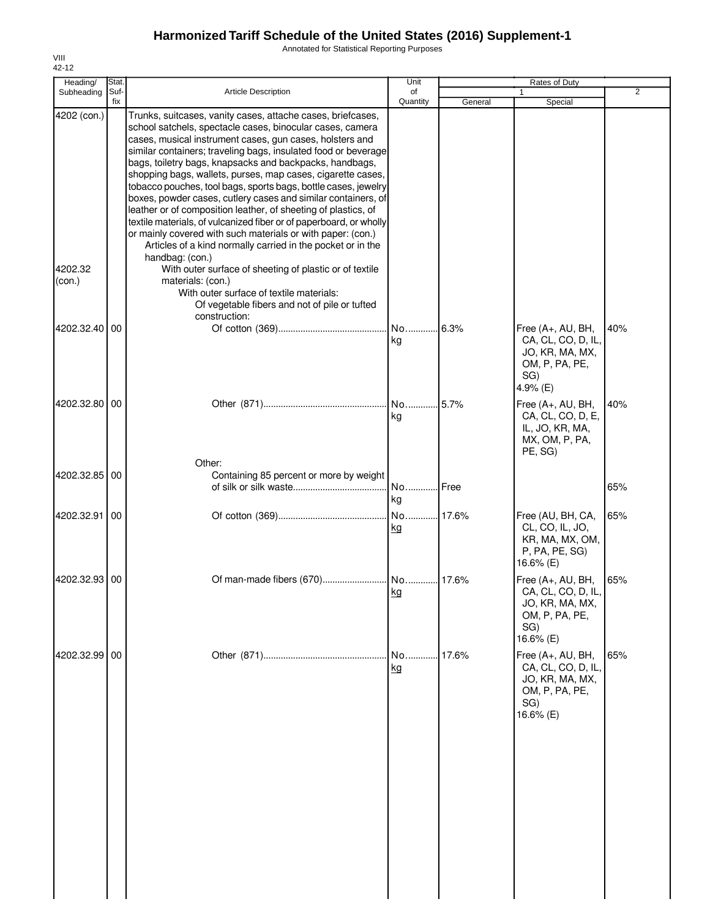# Harmonized Tariff Schedule of the United States (2016) Supplement-1

Annotated for Statistical Reporting Purposes

VIII
42-12

| Heading/ Subheading | Stat. Suf- fix | Article Description | Unit of Quantity | Rates of Duty 1 General | Rates of Duty 1 Special | Rates of Duty 2 |
|---|---|---|---|---|---|---|
| 4202 (con.) | | Trunks, suitcases, vanity cases, attache cases, briefcases, school satchels, spectacle cases, binocular cases, camera cases, musical instrument cases, gun cases, holsters and similar containers; traveling bags, insulated food or beverage bags, toiletry bags, knapsacks and backpacks, handbags, shopping bags, wallets, purses, map cases, cigarette cases, tobacco pouches, tool bags, sports bags, bottle cases, jewelry boxes, powder cases, cutlery cases and similar containers, of leather or of composition leather, of sheeting of plastics, of textile materials, of vulcanized fiber or of paperboard, or wholly or mainly covered with such materials or with paper: (con.) | | | | |
| | | Articles of a kind normally carried in the pocket or in the handbag: (con.) | | | | |
| 4202.32 (con.) | | With outer surface of sheeting of plastic or of textile materials: (con.) | | | | |
| | | With outer surface of textile materials: | | | | |
| | | Of vegetable fibers and not of pile or tufted construction: | | | | |
| 4202.32.40 | 00 | Of cotton (369) | No. kg | 6.3% | Free (A+, AU, BH, CA, CL, CO, D, IL, JO, KR, MA, MX, OM, P, PA, PE, SG) 4.9% (E) | 40% |
| 4202.32.80 | 00 | Other (871) | No. kg | 5.7% | Free (A+, AU, BH, CA, CL, CO, D, E, IL, JO, KR, MA, MX, OM, P, PA, PE, SG) | 40% |
| | | Other: | | | | |
| 4202.32.85 | 00 | Containing 85 percent or more by weight of silk or silk waste | No. kg | Free | | 65% |
| 4202.32.91 | 00 | Of cotton (369) | No. kg | 17.6% | Free (AU, BH, CA, CL, CO, IL, JO, KR, MA, MX, OM, P, PA, PE, SG) 16.6% (E) | 65% |
| 4202.32.93 | 00 | Of man-made fibers (670) | No. kg | 17.6% | Free (A+, AU, BH, CA, CL, CO, D, IL, JO, KR, MA, MX, OM, P, PA, PE, SG) 16.6% (E) | 65% |
| 4202.32.99 | 00 | Other (871) | No. kg | 17.6% | Free (A+, AU, BH, CA, CL, CO, D, IL, JO, KR, MA, MX, OM, P, PA, PE, SG) 16.6% (E) | 65% |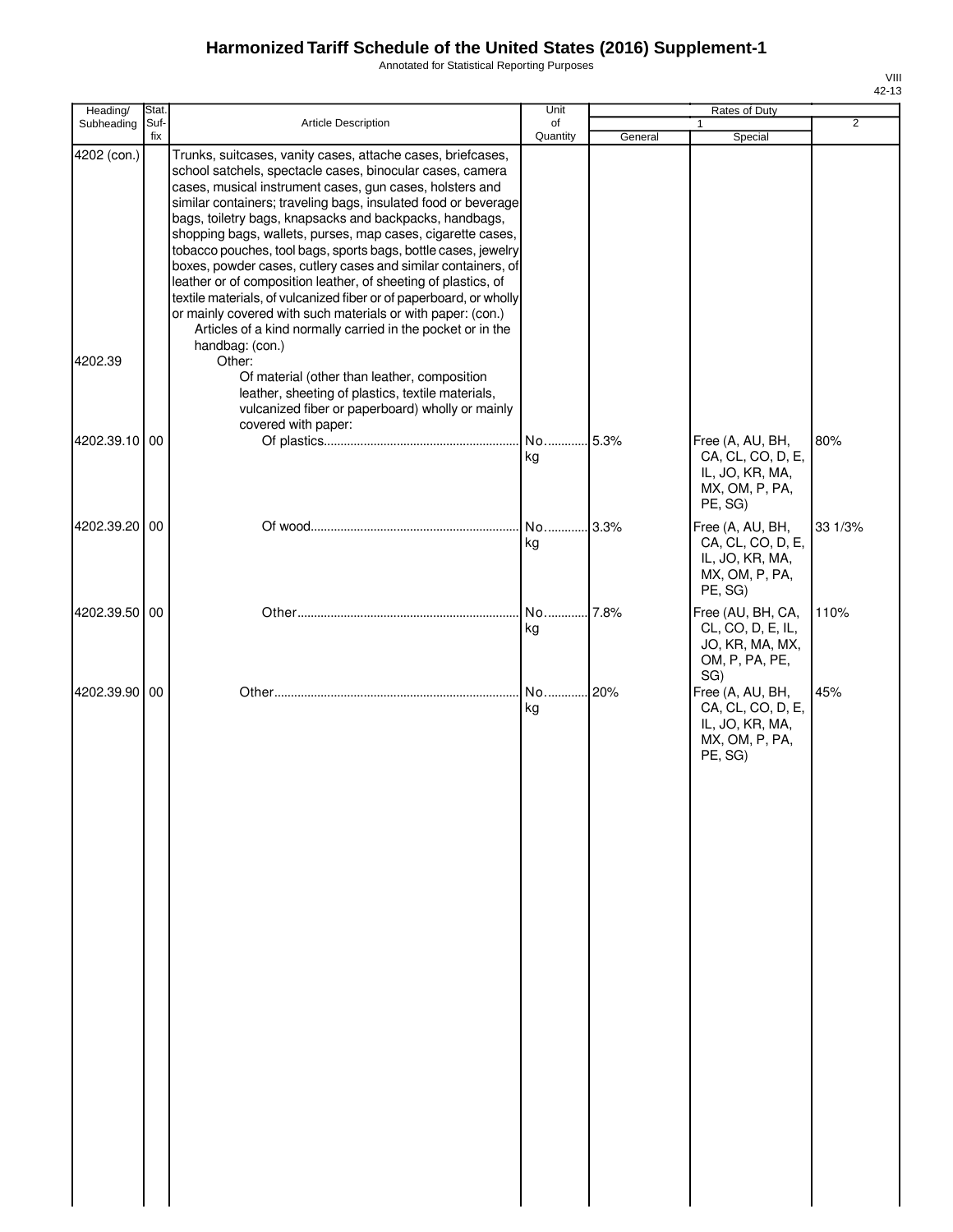# Harmonized Tariff Schedule of the United States (2016) Supplement-1

Annotated for Statistical Reporting Purposes

| Heading/ Subheading | Stat. Suf- fix | Article Description | Unit of Quantity | Rates of Duty 1 General | Special | 2 |
|---|---|---|---|---|---|---|
| 4202 (con.) | | Trunks, suitcases, vanity cases, attache cases, briefcases, school satchels, spectacle cases, binocular cases, camera cases, musical instrument cases, gun cases, holsters and similar containers; traveling bags, insulated food or beverage bags, toiletry bags, knapsacks and backpacks, handbags, shopping bags, wallets, purses, map cases, cigarette cases, tobacco pouches, tool bags, sports bags, bottle cases, jewelry boxes, powder cases, cutlery cases and similar containers, of leather or of composition leather, of sheeting of plastics, of textile materials, of vulcanized fiber or of paperboard, or wholly or mainly covered with such materials or with paper: (con.) | | | | |
| | | Articles of a kind normally carried in the pocket or in the handbag: (con.) | | | | |
| 4202.39 | | Other: | | | | |
| | | Of material (other than leather, composition leather, sheeting of plastics, textile materials, vulcanized fiber or paperboard) wholly or mainly covered with paper: | | | | |
| 4202.39.10 | 00 | Of plastics | No. kg | 5.3% | Free (A, AU, BH, CA, CL, CO, D, E, IL, JO, KR, MA, MX, OM, P, PA, PE, SG) | 80% |
| 4202.39.20 | 00 | Of wood | No. kg | 3.3% | Free (A, AU, BH, CA, CL, CO, D, E, IL, JO, KR, MA, MX, OM, P, PA, PE, SG) | 33 1/3% |
| 4202.39.50 | 00 | Other | No. kg | 7.8% | Free (AU, BH, CA, CL, CO, D, E, IL, JO, KR, MA, MX, OM, P, PA, PE, SG) | 110% |
| 4202.39.90 | 00 | Other | No. kg | 20% | Free (A, AU, BH, CA, CL, CO, D, E, IL, JO, KR, MA, MX, OM, P, PA, PE, SG) | 45% |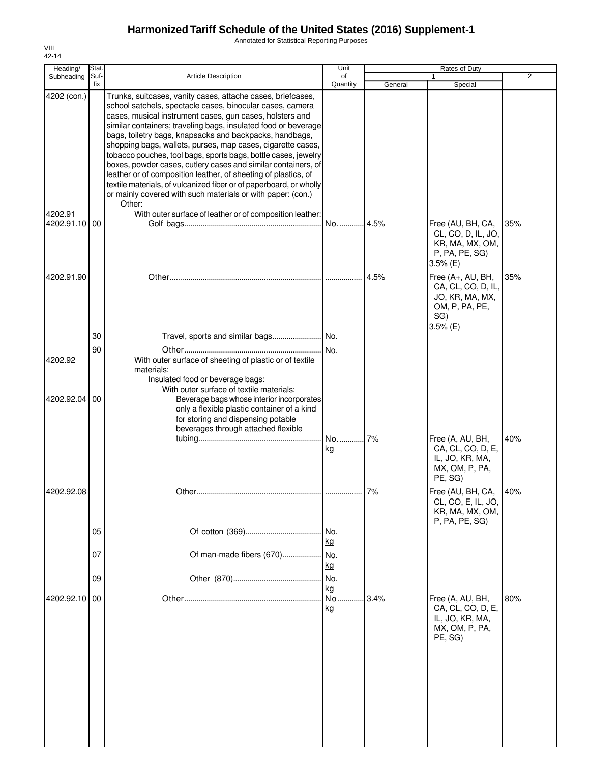# Harmonized Tariff Schedule of the United States (2016) Supplement-1

Annotated for Statistical Reporting Purposes

VIII
42-14

| Heading/ Subheading | Stat. Suf-fix | Article Description | Unit of Quantity | Rates of Duty 1 General | Special | 2 |
|---|---|---|---|---|---|---|
| 4202 (con.) | | Trunks, suitcases, vanity cases, attache cases, briefcases, school satchels, spectacle cases, binocular cases, camera cases, musical instrument cases, gun cases, holsters and similar containers; traveling bags, insulated food or beverage bags, toiletry bags, knapsacks and backpacks, handbags, shopping bags, wallets, purses, map cases, cigarette cases, tobacco pouches, tool bags, sports bags, bottle cases, jewelry boxes, powder cases, cutlery cases and similar containers, of leather or of composition leather, of sheeting of plastics, of textile materials, of vulcanized fiber or of paperboard, or wholly or mainly covered with such materials or with paper: (con.) | | | | |
| | | Other: | | | | |
| 4202.91 | | With outer surface of leather or of composition leather: | | | | |
| 4202.91.10 | 00 | Golf bags | No. | 4.5% | Free (AU, BH, CA, CL, CO, D, IL, JO, KR, MA, MX, OM, P, PA, PE, SG) 3.5% (E) | 35% |
| 4202.91.90 | | Other | | 4.5% | Free (A+, AU, BH, CA, CL, CO, D, IL, JO, KR, MA, MX, OM, P, PA, PE, SG) 3.5% (E) | 35% |
| | 30 | Travel, sports and similar bags | No. | | | |
| | 90 | Other | No. | | | |
| 4202.92 | | With outer surface of sheeting of plastic or of textile materials: | | | | |
| | | Insulated food or beverage bags: | | | | |
| | | With outer surface of textile materials: | | | | |
| 4202.92.04 | 00 | Beverage bags whose interior incorporates only a flexible plastic container of a kind for storing and dispensing potable beverages through attached flexible tubing | No. kg | 7% | Free (A, AU, BH, CA, CL, CO, D, E, IL, JO, KR, MA, MX, OM, P, PA, PE, SG) | 40% |
| 4202.92.08 | | Other | | 7% | Free (AU, BH, CA, CL, CO, E, IL, JO, KR, MA, MX, OM, P, PA, PE, SG) | 40% |
| | 05 | Of cotton (369) | No. kg | | | |
| | 07 | Of man-made fibers (670) | No. kg | | | |
| | 09 | Other (870) | No. kg | | | |
| 4202.92.10 | 00 | Other | No. kg | 3.4% | Free (A, AU, BH, CA, CL, CO, D, E, IL, JO, KR, MA, MX, OM, P, PA, PE, SG) | 80% |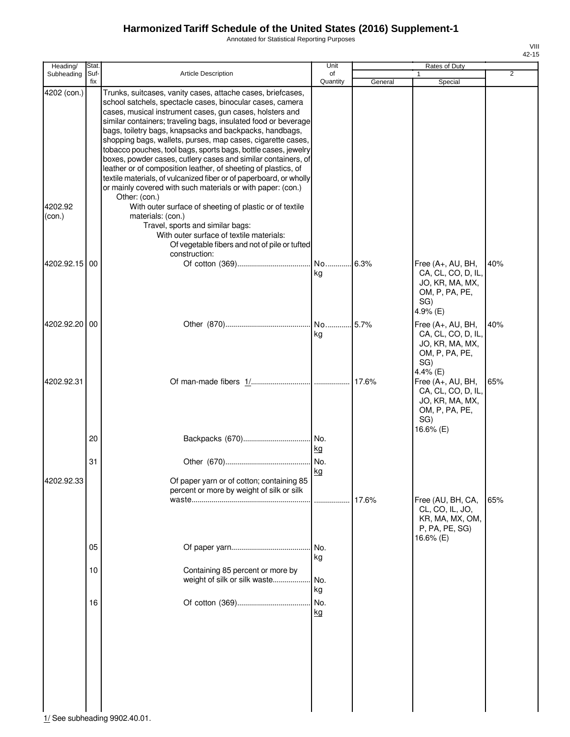# Harmonized Tariff Schedule of the United States (2016) Supplement-1

Annotated for Statistical Reporting Purposes

VIII
42-15

| Heading/ Subheading | Stat. Suf-fix | Article Description | Unit of Quantity | Rates of Duty 1 General | Rates of Duty 1 Special | Rates of Duty 2 |
|---|---|---|---|---|---|---|
| 4202 (con.) | | Trunks, suitcases, vanity cases, attache cases, briefcases, school satchels, spectacle cases, binocular cases, camera cases, musical instrument cases, gun cases, holsters and similar containers; traveling bags, insulated food or beverage bags, toiletry bags, knapsacks and backpacks, handbags, shopping bags, wallets, purses, map cases, cigarette cases, tobacco pouches, tool bags, sports bags, bottle cases, jewelry boxes, powder cases, cutlery cases and similar containers, of leather or of composition leather, of sheeting of plastics, of textile materials, of vulcanized fiber or of paperboard, or wholly or mainly covered with such materials or with paper: (con.) | | | | |
| | | Other: (con.) | | | | |
| 4202.92 (con.) | | With outer surface of sheeting of plastic or of textile materials: (con.) | | | | |
| | | Travel, sports and similar bags: | | | | |
| | | With outer surface of textile materials: | | | | |
| | | Of vegetable fibers and not of pile or tufted construction: | | | | |
| 4202.92.15 | 00 | Of cotton (369) | No. kg | 6.3% | Free (A+, AU, BH, CA, CL, CO, D, IL, JO, KR, MA, MX, OM, P, PA, PE, SG) 4.9% (E) | 40% |
| 4202.92.20 | 00 | Other (870) | No. kg | 5.7% | Free (A+, AU, BH, CA, CL, CO, D, IL, JO, KR, MA, MX, OM, P, PA, PE, SG) 4.4% (E) | 40% |
| 4202.92.31 | | Of man-made fibers 1/ | | 17.6% | Free (A+, AU, BH, CA, CL, CO, D, IL, JO, KR, MA, MX, OM, P, PA, PE, SG) 16.6% (E) | 65% |
| | 20 | Backpacks (670) | No. kg | | | |
| | 31 | Other (670) | No. kg | | | |
| 4202.92.33 | | Of paper yarn or of cotton; containing 85 percent or more by weight of silk or silk waste | | 17.6% | Free (AU, BH, CA, CL, CO, IL, JO, KR, MA, MX, OM, P, PA, PE, SG) 16.6% (E) | 65% |
| | 05 | Of paper yarn | No. kg | | | |
| | 10 | Containing 85 percent or more by weight of silk or silk waste | No. kg | | | |
| | 16 | Of cotton (369) | No. kg | | | |

1/ See subheading 9902.40.01.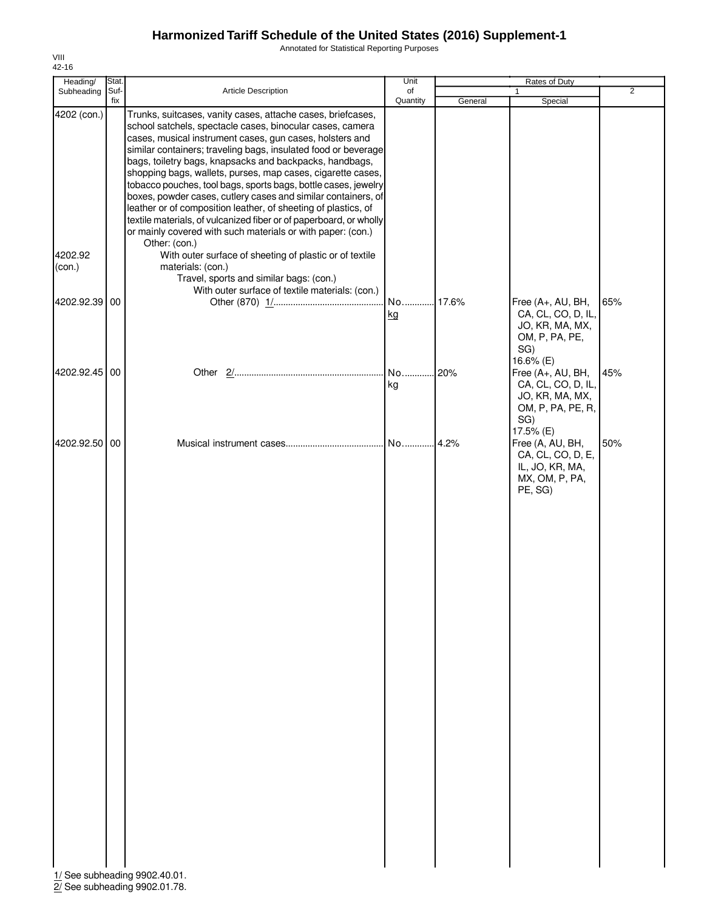# Harmonized Tariff Schedule of the United States (2016) Supplement-1

Annotated for Statistical Reporting Purposes

VIII
42-16

| Heading/ Subheading | Stat. Suf-fix | Article Description | Unit of Quantity | Rates of Duty 1 General | Special | 2 |
|---|---|---|---|---|---|---|
| 4202 (con.) | | Trunks, suitcases, vanity cases, attache cases, briefcases, school satchels, spectacle cases, binocular cases, camera cases, musical instrument cases, gun cases, holsters and similar containers; traveling bags, insulated food or beverage bags, toiletry bags, knapsacks and backpacks, handbags, shopping bags, wallets, purses, map cases, cigarette cases, tobacco pouches, tool bags, sports bags, bottle cases, jewelry boxes, powder cases, cutlery cases and similar containers, of leather or of composition leather, of sheeting of plastics, of textile materials, of vulcanized fiber or of paperboard, or wholly or mainly covered with such materials or with paper: (con.) | | | | |
| | | Other: (con.) | | | | |
| 4202.92 (con.) | | With outer surface of sheeting of plastic or of textile materials: (con.) | | | | |
| | | Travel, sports and similar bags: (con.) | | | | |
| | | With outer surface of textile materials: (con.) | | | | |
| 4202.92.39 | 00 | Other (870) 1/ | No. kg | 17.6% | Free (A+, AU, BH, CA, CL, CO, D, IL, JO, KR, MA, MX, OM, P, PA, PE, SG) 16.6% (E) | 65% |
| 4202.92.45 | 00 | Other 2/ | No. kg | 20% | Free (A+, AU, BH, CA, CL, CO, D, IL, JO, KR, MA, MX, OM, P, PA, PE, R, SG) 17.5% (E) | 45% |
| 4202.92.50 | 00 | Musical instrument cases | No. | 4.2% | Free (A, AU, BH, CA, CL, CO, D, E, IL, JO, KR, MA, MX, OM, P, PA, PE, SG) | 50% |

1/ See subheading 9902.40.01.
2/ See subheading 9902.01.78.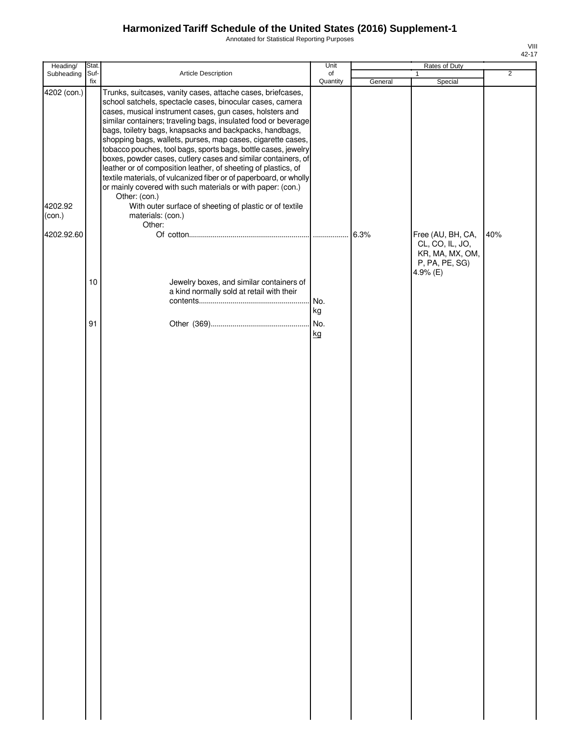# Harmonized Tariff Schedule of the United States (2016) Supplement-1

Annotated for Statistical Reporting Purposes

VIII
42-17

| Heading/ Subheading | Stat. Suf-fix | Article Description | Unit of Quantity | Rates of Duty 1 General | Rates of Duty 1 Special | Rates of Duty 2 |
|---|---|---|---|---|---|---|
| 4202 (con.) | | Trunks, suitcases, vanity cases, attache cases, briefcases, school satchels, spectacle cases, binocular cases, camera cases, musical instrument cases, gun cases, holsters and similar containers; traveling bags, insulated food or beverage bags, toiletry bags, knapsacks and backpacks, handbags, shopping bags, wallets, purses, map cases, cigarette cases, tobacco pouches, tool bags, sports bags, bottle cases, jewelry boxes, powder cases, cutlery cases and similar containers, of leather or of composition leather, of sheeting of plastics, of textile materials, of vulcanized fiber or of paperboard, or wholly or mainly covered with such materials or with paper: (con.) | | | | |
| | | Other: (con.) | | | | |
| 4202.92 (con.) | | With outer surface of sheeting of plastic or of textile materials: (con.) | | | | |
| | | Other: | | | | |
| 4202.92.60 | | Of cotton | | 6.3% | Free (AU, BH, CA, CL, CO, IL, JO, KR, MA, MX, OM, P, PA, PE, SG) 4.9% (E) | 40% |
| | 10 | Jewelry boxes, and similar containers of a kind normally sold at retail with their contents | No. kg | | | |
| | 91 | Other (369) | No. kg | | | |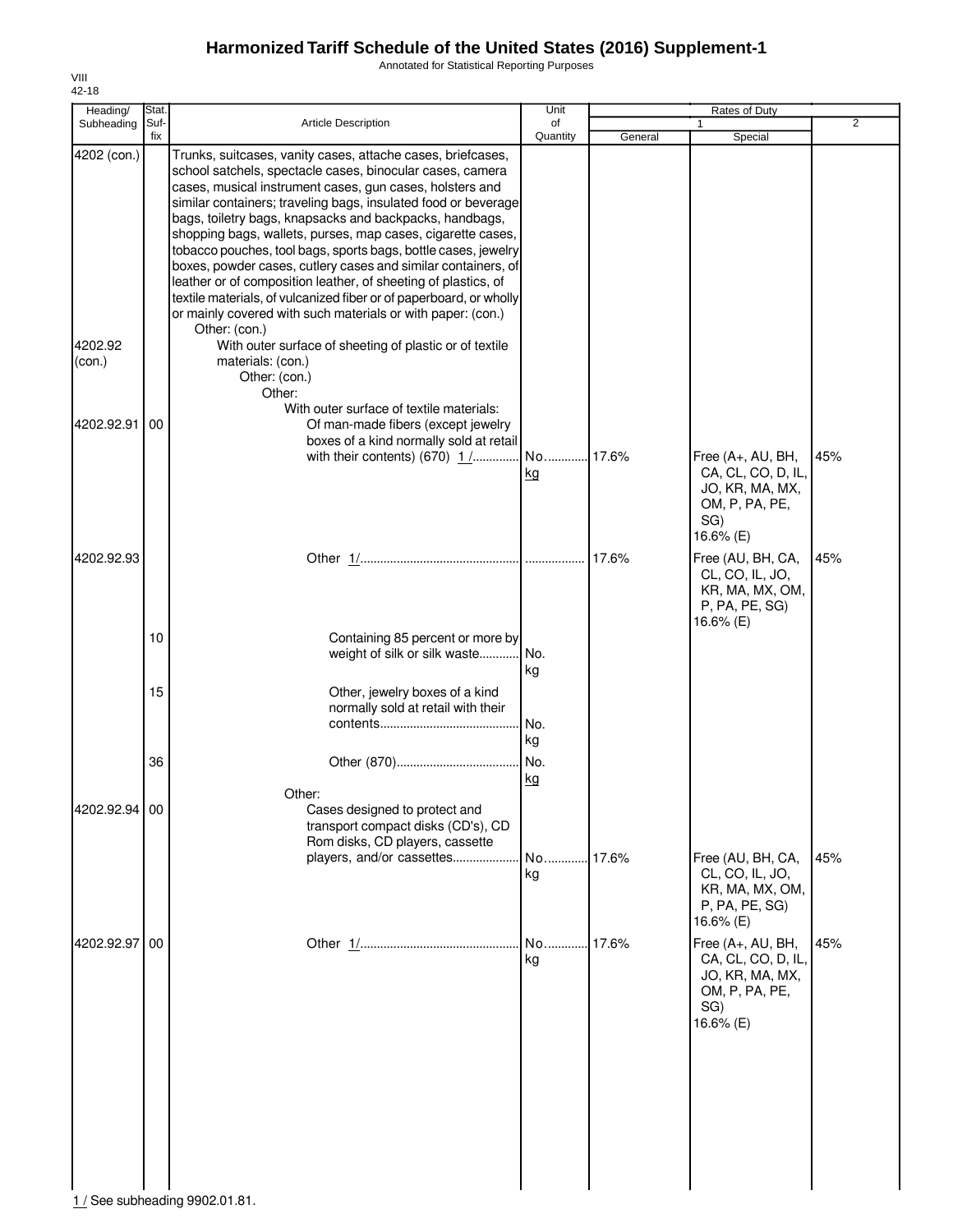# Harmonized Tariff Schedule of the United States (2016) Supplement-1

Annotated for Statistical Reporting Purposes

VIII
42-18

| Heading/ Subheading | Stat. Suf-fix | Article Description | Unit of Quantity | Rates of Duty 1 General | Special | 2 |
|---|---|---|---|---|---|---|
| 4202 (con.) | | Trunks, suitcases, vanity cases, attache cases, briefcases, school satchels, spectacle cases, binocular cases, camera cases, musical instrument cases, gun cases, holsters and similar containers; traveling bags, insulated food or beverage bags, toiletry bags, knapsacks and backpacks, handbags, shopping bags, wallets, purses, map cases, cigarette cases, tobacco pouches, tool bags, sports bags, bottle cases, jewelry boxes, powder cases, cutlery cases and similar containers, of leather or of composition leather, of sheeting of plastics, of textile materials, of vulcanized fiber or of paperboard, or wholly or mainly covered with such materials or with paper: (con.) | | | | |
| | | Other: (con.) | | | | |
| 4202.92 (con.) | | With outer surface of sheeting of plastic or of textile materials: (con.) | | | | |
| | | Other: (con.) | | | | |
| | | Other: | | | | |
| | | With outer surface of textile materials: | | | | |
| 4202.92.91 | 00 | Of man-made fibers (except jewelry boxes of a kind normally sold at retail with their contents) (670) 1/ | No. kg | 17.6% | Free (A+, AU, BH, CA, CL, CO, D, IL, JO, KR, MA, MX, OM, P, PA, PE, SG) 16.6% (E) | 45% |
| 4202.92.93 | | Other 1/ | | 17.6% | Free (AU, BH, CA, CL, CO, IL, JO, KR, MA, MX, OM, P, PA, PE, SG) 16.6% (E) | 45% |
| | 10 | Containing 85 percent or more by weight of silk or silk waste | No. kg | | | |
| | 15 | Other, jewelry boxes of a kind normally sold at retail with their contents | No. kg | | | |
| | 36 | Other (870) | No. kg | | | |
| | | Other: | | | | |
| 4202.92.94 | 00 | Cases designed to protect and transport compact disks (CD's), CD Rom disks, CD players, cassette players, and/or cassettes | No. kg | 17.6% | Free (AU, BH, CA, CL, CO, IL, JO, KR, MA, MX, OM, P, PA, PE, SG) 16.6% (E) | 45% |
| 4202.92.97 | 00 | Other 1/ | No. kg | 17.6% | Free (A+, AU, BH, CA, CL, CO, D, IL, JO, KR, MA, MX, OM, P, PA, PE, SG) 16.6% (E) | 45% |

1/ See subheading 9902.01.81.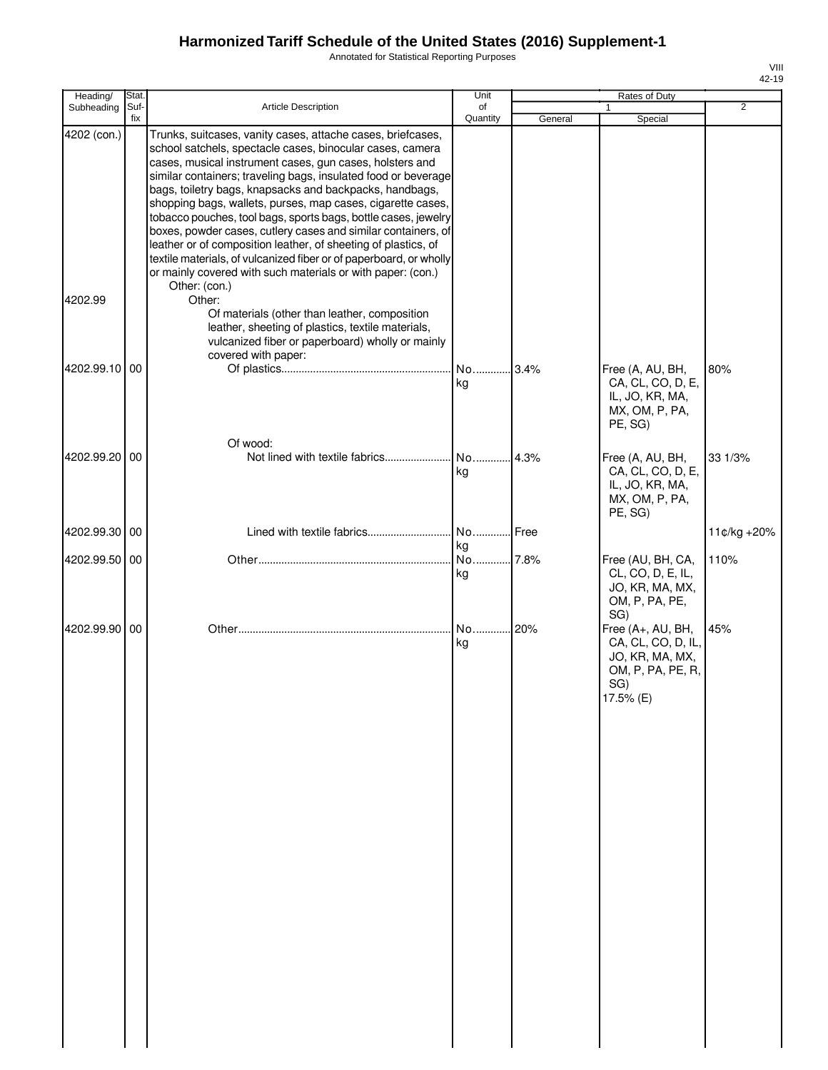# Harmonized Tariff Schedule of the United States (2016) Supplement-1

Annotated for Statistical Reporting Purposes

| Heading/ Subheading | Stat. Suf- fix | Article Description | Unit of Quantity | Rates of Duty 1 General | Special | 2 |
|---|---|---|---|---|---|---|
| 4202 (con.) | | Trunks, suitcases, vanity cases, attache cases, briefcases, school satchels, spectacle cases, binocular cases, camera cases, musical instrument cases, gun cases, holsters and similar containers; traveling bags, insulated food or beverage bags, toiletry bags, knapsacks and backpacks, handbags, shopping bags, wallets, purses, map cases, cigarette cases, tobacco pouches, tool bags, sports bags, bottle cases, jewelry boxes, powder cases, cutlery cases and similar containers, of leather or of composition leather, of sheeting of plastics, of textile materials, of vulcanized fiber or of paperboard, or wholly or mainly covered with such materials or with paper: (con.) | | | | |
| | | Other: (con.) | | | | |
| 4202.99 | | Other: | | | | |
| | | Of materials (other than leather, composition leather, sheeting of plastics, textile materials, vulcanized fiber or paperboard) wholly or mainly covered with paper: | | | | |
| 4202.99.10 | 00 | Of plastics | No. kg | 3.4% | Free (A, AU, BH, CA, CL, CO, D, E, IL, JO, KR, MA, MX, OM, P, PA, PE, SG) | 80% |
| | | Of wood: | | | | |
| 4202.99.20 | 00 | Not lined with textile fabrics | No. kg | 4.3% | Free (A, AU, BH, CA, CL, CO, D, E, IL, JO, KR, MA, MX, OM, P, PA, PE, SG) | 33 1/3% |
| 4202.99.30 | 00 | Lined with textile fabrics | No. kg | Free | | 11¢/kg +20% |
| 4202.99.50 | 00 | Other | No. kg | 7.8% | Free (AU, BH, CA, CL, CO, D, E, IL, JO, KR, MA, MX, OM, P, PA, PE, SG) | 110% |
| 4202.99.90 | 00 | Other | No. kg | 20% | Free (A+, AU, BH, CA, CL, CO, D, IL, JO, KR, MA, MX, OM, P, PA, PE, R, SG) 17.5% (E) | 45% |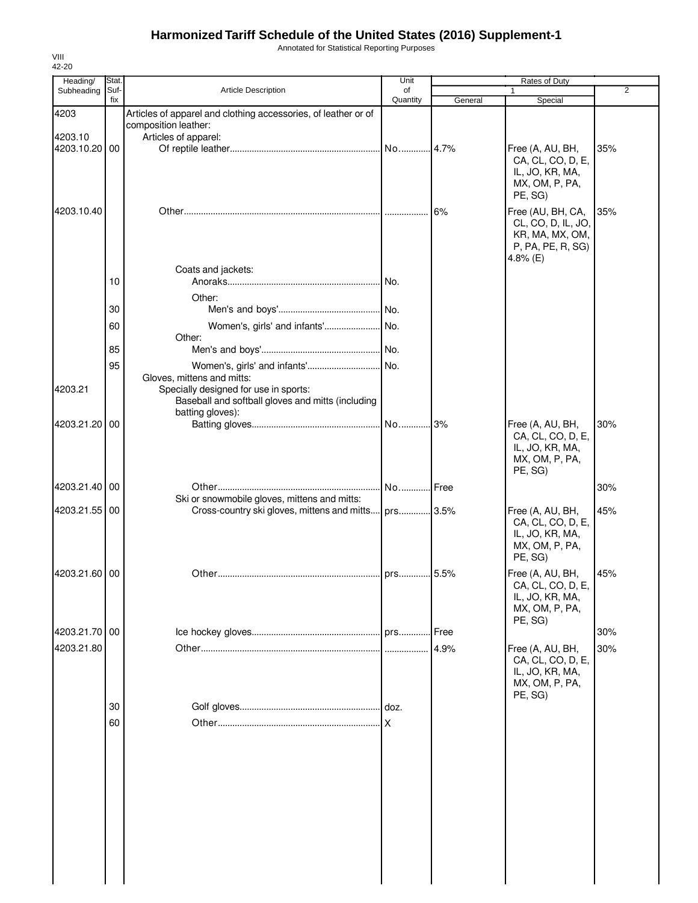# Harmonized Tariff Schedule of the United States (2016) Supplement-1

Annotated for Statistical Reporting Purposes

VIII
42-20

| Heading/ Subheading | Stat. Suf- fix | Article Description | Unit of Quantity | Rates of Duty 1 General | Rates of Duty 1 Special | Rates of Duty 2 |
|---|---|---|---|---|---|---|
| 4203 | | Articles of apparel and clothing accessories, of leather or of composition leather: | | | | |
| 4203.10 | | Articles of apparel: | | | | |
| 4203.10.20 | 00 | Of reptile leather | No. | 4.7% | Free (A, AU, BH, CA, CL, CO, D, E, IL, JO, KR, MA, MX, OM, P, PA, PE, SG) | 35% |
| 4203.10.40 | | Other | | 6% | Free (AU, BH, CA, CL, CO, D, IL, JO, KR, MA, MX, OM, P, PA, PE, R, SG) 4.8% (E) | 35% |
| | | Coats and jackets: | | | | |
| | 10 | Anoraks | No. | | | |
| | | Other: | | | | |
| | 30 | Men's and boys' | No. | | | |
| | 60 | Women's, girls' and infants' | No. | | | |
| | | Other: | | | | |
| | 85 | Men's and boys' | No. | | | |
| | 95 | Women's, girls' and infants' | No. | | | |
| | | Gloves, mittens and mitts: | | | | |
| 4203.21 | | Specially designed for use in sports: | | | | |
| | | Baseball and softball gloves and mitts (including batting gloves): | | | | |
| 4203.21.20 | 00 | Batting gloves | No. | 3% | Free (A, AU, BH, CA, CL, CO, D, E, IL, JO, KR, MA, MX, OM, P, PA, PE, SG) | 30% |
| 4203.21.40 | 00 | Other | No. | Free | | 30% |
| | | Ski or snowmobile gloves, mittens and mitts: | | | | |
| 4203.21.55 | 00 | Cross-country ski gloves, mittens and mitts | prs. | 3.5% | Free (A, AU, BH, CA, CL, CO, D, E, IL, JO, KR, MA, MX, OM, P, PA, PE, SG) | 45% |
| 4203.21.60 | 00 | Other | prs. | 5.5% | Free (A, AU, BH, CA, CL, CO, D, E, IL, JO, KR, MA, MX, OM, P, PA, PE, SG) | 45% |
| 4203.21.70 | 00 | Ice hockey gloves | prs. | Free | | 30% |
| 4203.21.80 | | Other | | 4.9% | Free (A, AU, BH, CA, CL, CO, D, E, IL, JO, KR, MA, MX, OM, P, PA, PE, SG) | 30% |
| | 30 | Golf gloves | doz. | | | |
| | 60 | Other | X | | | |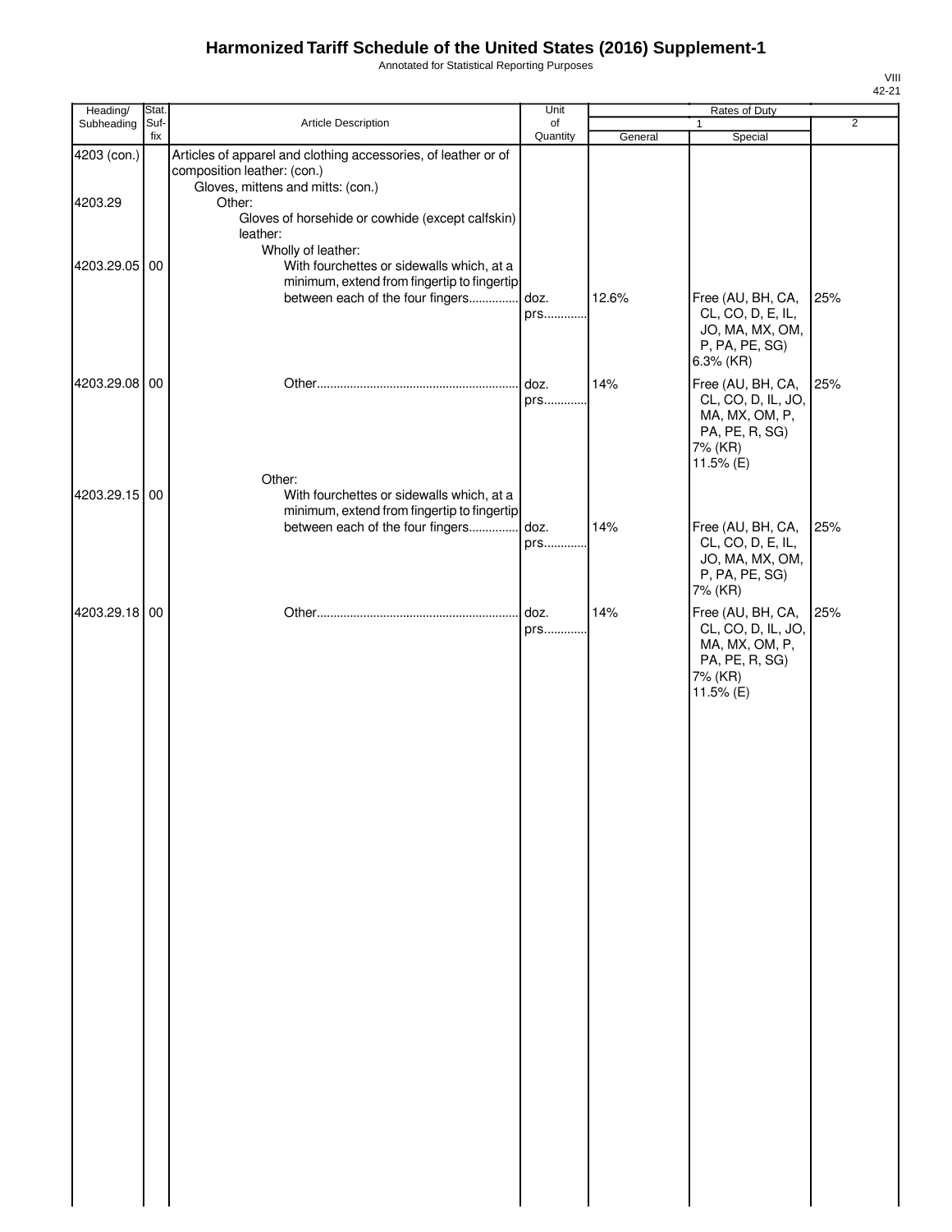# Harmonized Tariff Schedule of the United States (2016) Supplement-1

Annotated for Statistical Reporting Purposes

VIII
42-21

| Heading/ Subheading | Stat. Suf-fix | Article Description | Unit of Quantity | Rates of Duty 1 General | Rates of Duty 1 Special | Rates of Duty 2 |
|---|---|---|---|---|---|---|
| 4203 (con.) | | Articles of apparel and clothing accessories, of leather or of composition leather: (con.) | | | | |
| | | Gloves, mittens and mitts: (con.) | | | | |
| 4203.29 | | Other: | | | | |
| | | Gloves of horsehide or cowhide (except calfskin) leather: | | | | |
| | | Wholly of leather: | | | | |
| 4203.29.05 | 00 | With fourchettes or sidewalls which, at a minimum, extend from fingertip to fingertip between each of the four fingers | doz. prs. | 12.6% | Free (AU, BH, CA, CL, CO, D, E, IL, JO, MA, MX, OM, P, PA, PE, SG) 6.3% (KR) | 25% |
| 4203.29.08 | 00 | Other | doz. prs. | 14% | Free (AU, BH, CA, CL, CO, D, IL, JO, MA, MX, OM, P, PA, PE, R, SG) 7% (KR) 11.5% (E) | 25% |
| | | Other: | | | | |
| 4203.29.15 | 00 | With fourchettes or sidewalls which, at a minimum, extend from fingertip to fingertip between each of the four fingers | doz. prs. | 14% | Free (AU, BH, CA, CL, CO, D, E, IL, JO, MA, MX, OM, P, PA, PE, SG) 7% (KR) | 25% |
| 4203.29.18 | 00 | Other | doz. prs. | 14% | Free (AU, BH, CA, CL, CO, D, IL, JO, MA, MX, OM, P, PA, PE, R, SG) 7% (KR) 11.5% (E) | 25% |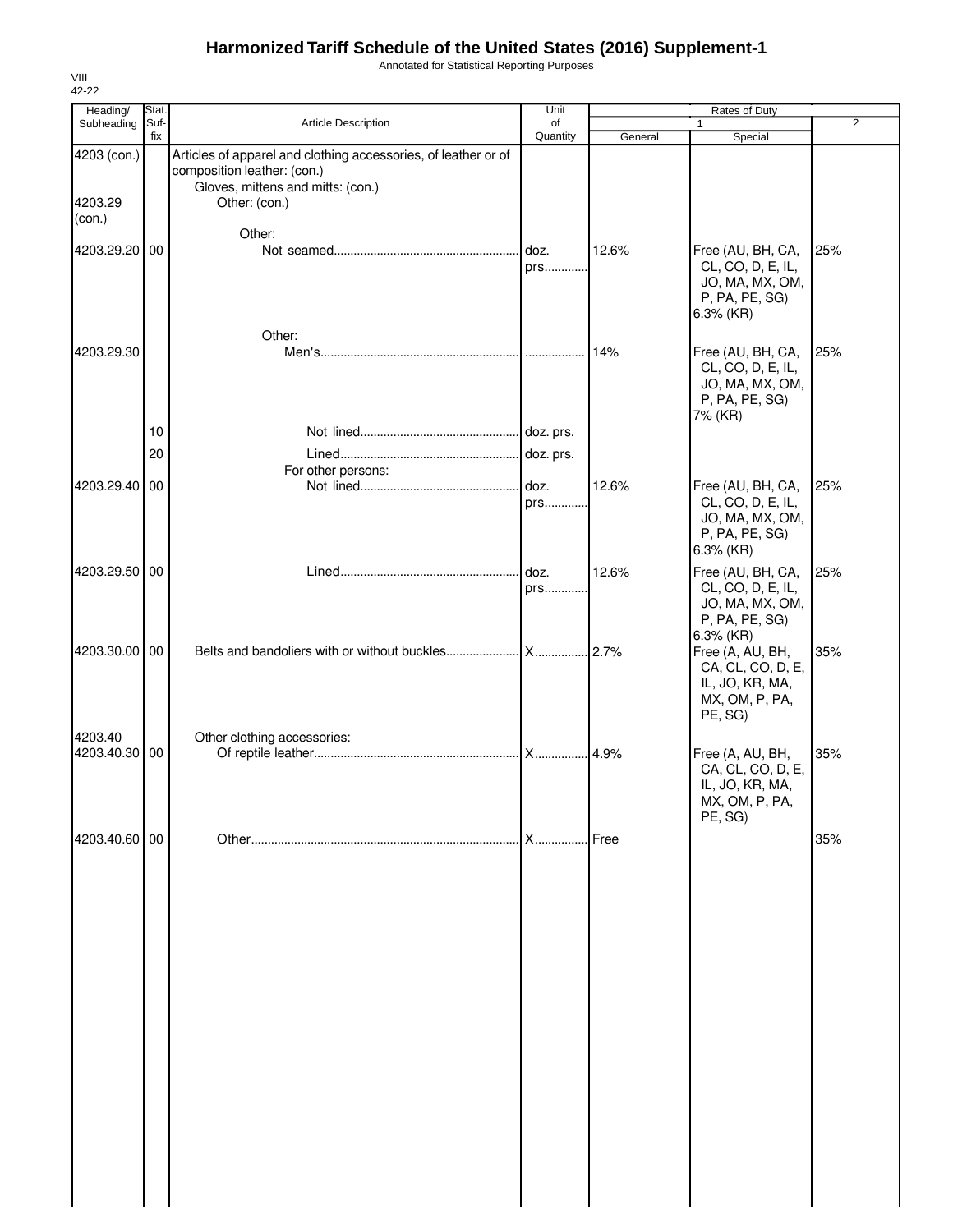# Harmonized Tariff Schedule of the United States (2016) Supplement-1

Annotated for Statistical Reporting Purposes

VIII
42-22

| Heading/ Subheading | Stat. Suf- fix | Article Description | Unit of Quantity | Rates of Duty 1 General | Special | 2 |
|---|---|---|---|---|---|---|
| 4203 (con.) | | Articles of apparel and clothing accessories, of leather or of composition leather: (con.) | | | | |
| | | Gloves, mittens and mitts: (con.) | | | | |
| 4203.29 (con.) | | Other: (con.) | | | | |
| | | Other: | | | | |
| 4203.29.20 | 00 | Not seamed | doz. prs. | 12.6% | Free (AU, BH, CA, CL, CO, D, E, IL, JO, MA, MX, OM, P, PA, PE, SG) 6.3% (KR) | 25% |
| | | Other: | | | | |
| 4203.29.30 | | Men's | | 14% | Free (AU, BH, CA, CL, CO, D, E, IL, JO, MA, MX, OM, P, PA, PE, SG) 7% (KR) | 25% |
| | 10 | Not lined | doz. prs. | | | |
| | 20 | Lined | doz. prs. | | | |
| | | For other persons: | | | | |
| 4203.29.40 | 00 | Not lined | doz. prs. | 12.6% | Free (AU, BH, CA, CL, CO, D, E, IL, JO, MA, MX, OM, P, PA, PE, SG) 6.3% (KR) | 25% |
| 4203.29.50 | 00 | Lined | doz. prs. | 12.6% | Free (AU, BH, CA, CL, CO, D, E, IL, JO, MA, MX, OM, P, PA, PE, SG) 6.3% (KR) | 25% |
| 4203.30.00 | 00 | Belts and bandoliers with or without buckles | X | 2.7% | Free (A, AU, BH, CA, CL, CO, D, E, IL, JO, KR, MA, MX, OM, P, PA, PE, SG) | 35% |
| 4203.40 | | Other clothing accessories: | | | | |
| 4203.40.30 | 00 | Of reptile leather | X | 4.9% | Free (A, AU, BH, CA, CL, CO, D, E, IL, JO, KR, MA, MX, OM, P, PA, PE, SG) | 35% |
| 4203.40.60 | 00 | Other | X | Free | | 35% |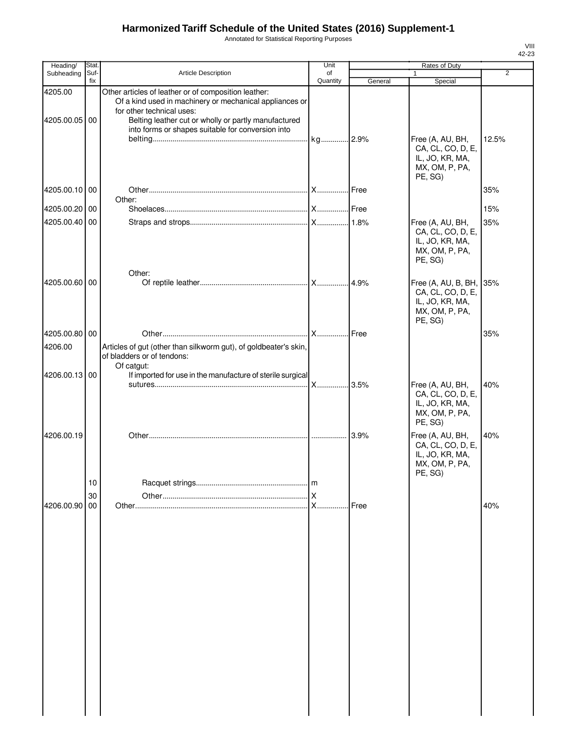# Harmonized Tariff Schedule of the United States (2016) Supplement-1

Annotated for Statistical Reporting Purposes

VIII
42-23

| Heading/ Subheading | Stat. Suf- fix | Article Description | Unit of Quantity | Rates of Duty 1 General | Special | 2 |
|---|---|---|---|---|---|---|
| 4205.00 | | Other articles of leather or of composition leather: | | | | |
| | | Of a kind used in machinery or mechanical appliances or for other technical uses: | | | | |
| 4205.00.05 | 00 | Belting leather cut or wholly or partly manufactured into forms or shapes suitable for conversion into belting | kg | 2.9% | Free (A, AU, BH, CA, CL, CO, D, E, IL, JO, KR, MA, MX, OM, P, PA, PE, SG) | 12.5% |
| 4205.00.10 | 00 | Other | X | Free | | 35% |
| | | Other: | | | | |
| 4205.00.20 | 00 | Shoelaces | X | Free | | 15% |
| 4205.00.40 | 00 | Straps and strops | X | 1.8% | Free (A, AU, BH, CA, CL, CO, D, E, IL, JO, KR, MA, MX, OM, P, PA, PE, SG) | 35% |
| | | Other: | | | | |
| 4205.00.60 | 00 | Of reptile leather | X | 4.9% | Free (A, AU, B, BH, CA, CL, CO, D, E, IL, JO, KR, MA, MX, OM, P, PA, PE, SG) | 35% |
| 4205.00.80 | 00 | Other | X | Free | | 35% |
| 4206.00 | | Articles of gut (other than silkworm gut), of goldbeater's skin, of bladders or of tendons: | | | | |
| | | Of catgut: | | | | |
| 4206.00.13 | 00 | If imported for use in the manufacture of sterile surgical sutures | X | 3.5% | Free (A, AU, BH, CA, CL, CO, D, E, IL, JO, KR, MA, MX, OM, P, PA, PE, SG) | 40% |
| 4206.00.19 | | Other | | 3.9% | Free (A, AU, BH, CA, CL, CO, D, E, IL, JO, KR, MA, MX, OM, P, PA, PE, SG) | 40% |
| | 10 | Racquet strings | m | | | |
| | 30 | Other | X | | | |
| 4206.00.90 | 00 | Other | X | Free | | 40% |